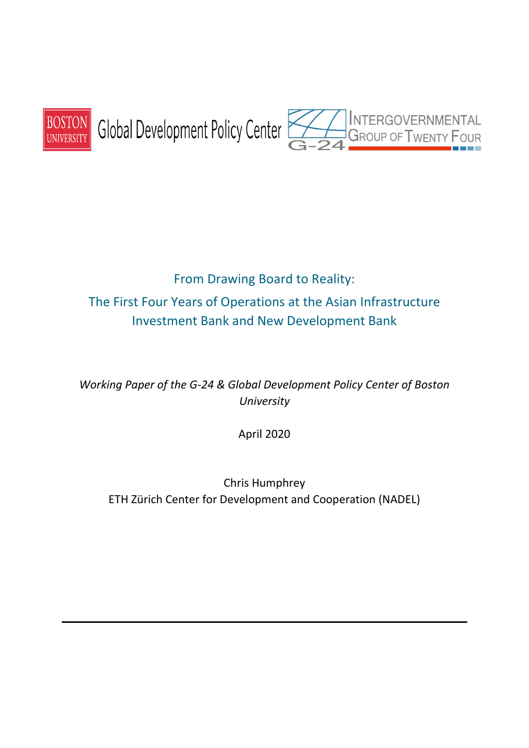BOSTON UNIVERSITY Global Development Policy Center

INTERGOVERNMENTAL GROUP OF TWENTY FOUR G-24

# From Drawing Board to Reality:

# The First Four Years of Operations at the Asian Infrastructure Investment Bank and New Development Bank

*Working Paper of the G-24 & Global Development Policy Center of Boston University*

April 2020

Chris Humphrey

ETH Zürich Center for Development and Cooperation (NADEL)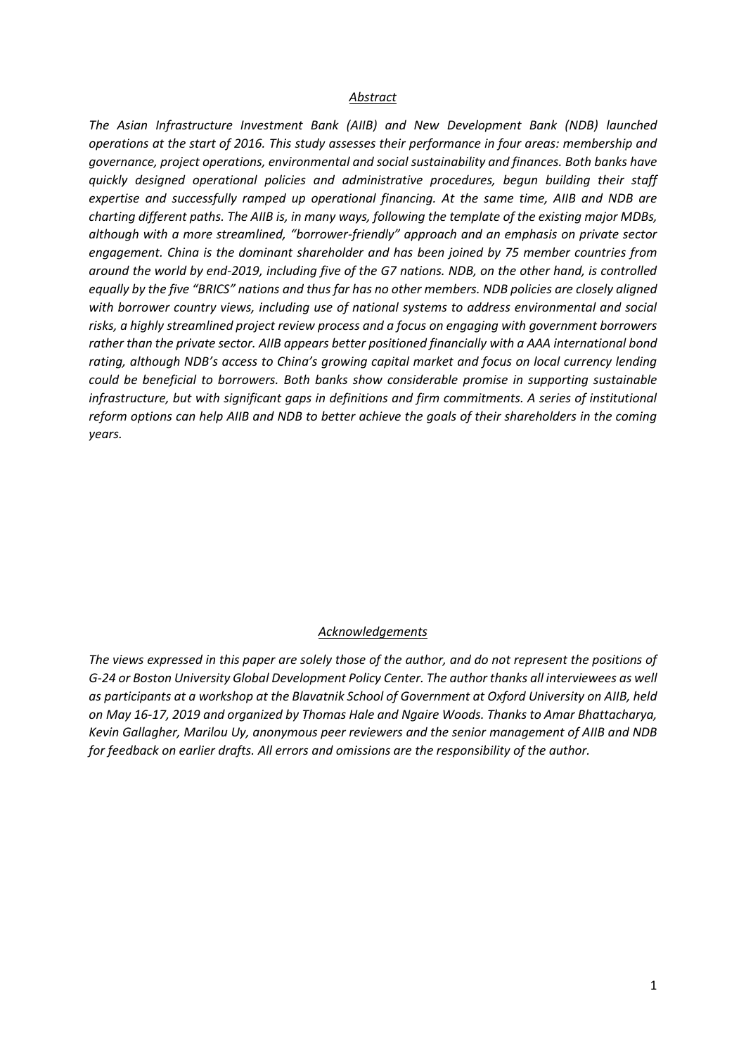## *Abstract*

*The Asian Infrastructure Investment Bank (AIIB) and New Development Bank (NDB) launched operations at the start of 2016. This study assesses their performance in four areas: membership and governance, project operations, environmental and social sustainability and finances. Both banks have quickly designed operational policies and administrative procedures, begun building their staff expertise and successfully ramped up operational financing. At the same time, AIIB and NDB are charting different paths. The AIIB is, in many ways, following the template of the existing major MDBs, although with a more streamlined, "borrower-friendly" approach and an emphasis on private sector engagement. China is the dominant shareholder and has been joined by 75 member countries from around the world by end-2019, including five of the G7 nations. NDB, on the other hand, is controlled equally by the five "BRICS" nations and thus far has no other members. NDB policies are closely aligned with borrower country views, including use of national systems to address environmental and social risks, a highly streamlined project review process and a focus on engaging with government borrowers rather than the private sector. AIIB appears better positioned financially with a AAA international bond rating, although NDB's access to China's growing capital market and focus on local currency lending could be beneficial to borrowers. Both banks show considerable promise in supporting sustainable infrastructure, but with significant gaps in definitions and firm commitments. A series of institutional reform options can help AIIB and NDB to better achieve the goals of their shareholders in the coming years.*

## *Acknowledgements*

*The views expressed in this paper are solely those of the author, and do not represent the positions of G-24 or Boston University Global Development Policy Center. The author thanks all interviewees as well as participants at a workshop at the Blavatnik School of Government at Oxford University on AIIB, held on May 16-17, 2019 and organized by Thomas Hale and Ngaire Woods. Thanks to Amar Bhattacharya, Kevin Gallagher, Marilou Uy, anonymous peer reviewers and the senior management of AIIB and NDB for feedback on earlier drafts. All errors and omissions are the responsibility of the author.*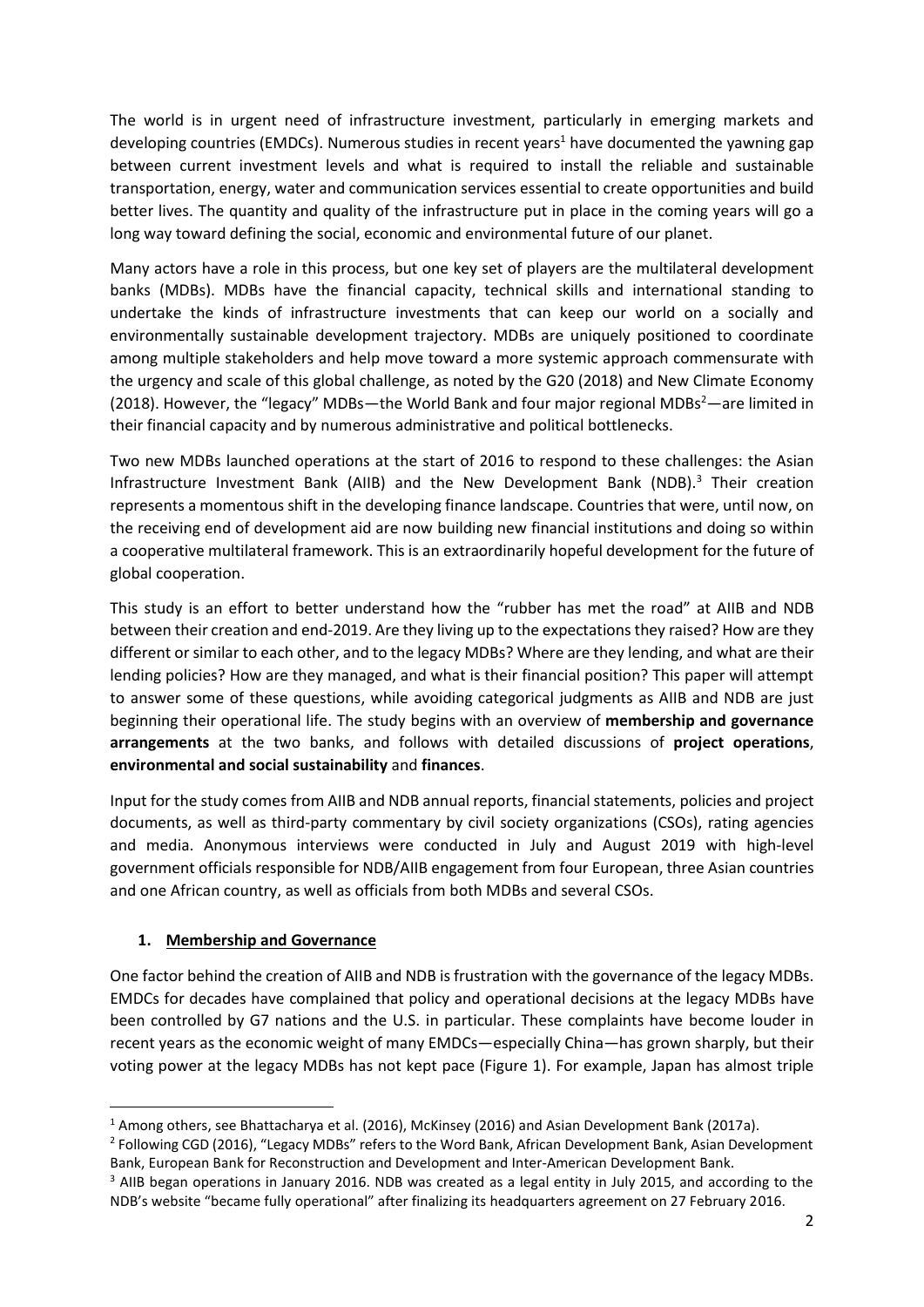The world is in urgent need of infrastructure investment, particularly in emerging markets and developing countries (EMDCs). Numerous studies in recent years[1] have documented the yawning gap between current investment levels and what is required to install the reliable and sustainable transportation, energy, water and communication services essential to create opportunities and build better lives. The quantity and quality of the infrastructure put in place in the coming years will go a long way toward defining the social, economic and environmental future of our planet.

Many actors have a role in this process, but one key set of players are the multilateral development banks (MDBs). MDBs have the financial capacity, technical skills and international standing to undertake the kinds of infrastructure investments that can keep our world on a socially and environmentally sustainable development trajectory. MDBs are uniquely positioned to coordinate among multiple stakeholders and help move toward a more systemic approach commensurate with the urgency and scale of this global challenge, as noted by the G20 (2018) and New Climate Economy (2018). However, the "legacy" MDBs—the World Bank and four major regional MDBs[2]—are limited in their financial capacity and by numerous administrative and political bottlenecks.

Two new MDBs launched operations at the start of 2016 to respond to these challenges: the Asian Infrastructure Investment Bank (AIIB) and the New Development Bank (NDB).[3] Their creation represents a momentous shift in the developing finance landscape. Countries that were, until now, on the receiving end of development aid are now building new financial institutions and doing so within a cooperative multilateral framework. This is an extraordinarily hopeful development for the future of global cooperation.

This study is an effort to better understand how the "rubber has met the road" at AIIB and NDB between their creation and end-2019. Are they living up to the expectations they raised? How are they different or similar to each other, and to the legacy MDBs? Where are they lending, and what are their lending policies? How are they managed, and what is their financial position? This paper will attempt to answer some of these questions, while avoiding categorical judgments as AIIB and NDB are just beginning their operational life. The study begins with an overview of **membership and governance arrangements** at the two banks, and follows with detailed discussions of **project operations**, **environmental and social sustainability** and **finances**.

Input for the study comes from AIIB and NDB annual reports, financial statements, policies and project documents, as well as third-party commentary by civil society organizations (CSOs), rating agencies and media. Anonymous interviews were conducted in July and August 2019 with high-level government officials responsible for NDB/AIIB engagement from four European, three Asian countries and one African country, as well as officials from both MDBs and several CSOs.

## 1. Membership and Governance

One factor behind the creation of AIIB and NDB is frustration with the governance of the legacy MDBs. EMDCs for decades have complained that policy and operational decisions at the legacy MDBs have been controlled by G7 nations and the U.S. in particular. These complaints have become louder in recent years as the economic weight of many EMDCs—especially China—has grown sharply, but their voting power at the legacy MDBs has not kept pace (Figure 1). For example, Japan has almost triple

---

[1] Among others, see Bhattacharya et al. (2016), McKinsey (2016) and Asian Development Bank (2017a).

[2] Following CGD (2016), "Legacy MDBs" refers to the Word Bank, African Development Bank, Asian Development Bank, European Bank for Reconstruction and Development and Inter-American Development Bank.

[3] AIIB began operations in January 2016. NDB was created as a legal entity in July 2015, and according to the NDB's website "became fully operational" after finalizing its headquarters agreement on 27 February 2016.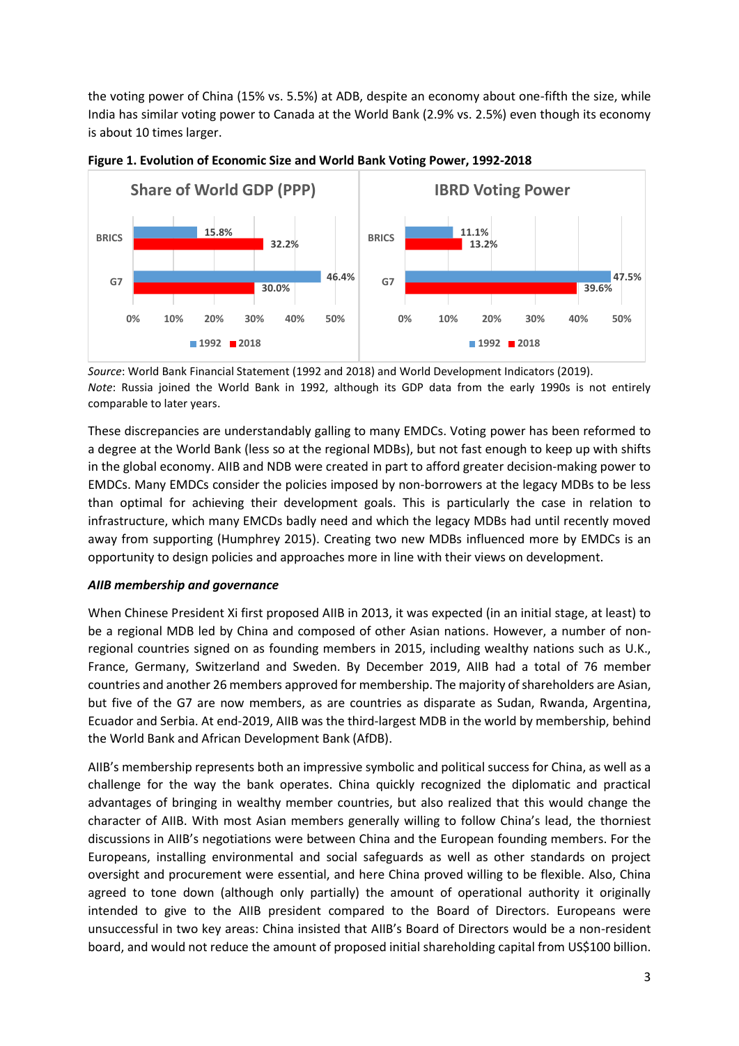the voting power of China (15% vs. 5.5%) at ADB, despite an economy about one-fifth the size, while India has similar voting power to Canada at the World Bank (2.9% vs. 2.5%) even though its economy is about 10 times larger.

**Figure 1. Evolution of Economic Size and World Bank Voting Power, 1992-2018**

| | Share of World GDP (PPP) 1992 | Share of World GDP (PPP) 2018 | IBRD Voting Power 1992 | IBRD Voting Power 2018 |
|---|---|---|---|---|
| BRICS | 15.8% | 32.2% | 11.1% | 13.2% |
| G7 | 46.4% | 30.0% | 47.5% | 39.6% |

*Source*: World Bank Financial Statement (1992 and 2018) and World Development Indicators (2019).
*Note*: Russia joined the World Bank in 1992, although its GDP data from the early 1990s is not entirely comparable to later years.

These discrepancies are understandably galling to many EMDCs. Voting power has been reformed to a degree at the World Bank (less so at the regional MDBs), but not fast enough to keep up with shifts in the global economy. AIIB and NDB were created in part to afford greater decision-making power to EMDCs. Many EMDCs consider the policies imposed by non-borrowers at the legacy MDBs to be less than optimal for achieving their development goals. This is particularly the case in relation to infrastructure, which many EMCDs badly need and which the legacy MDBs had until recently moved away from supporting (Humphrey 2015). Creating two new MDBs influenced more by EMDCs is an opportunity to design policies and approaches more in line with their views on development.

***AIIB membership and governance***

When Chinese President Xi first proposed AIIB in 2013, it was expected (in an initial stage, at least) to be a regional MDB led by China and composed of other Asian nations. However, a number of non-regional countries signed on as founding members in 2015, including wealthy nations such as U.K., France, Germany, Switzerland and Sweden. By December 2019, AIIB had a total of 76 member countries and another 26 members approved for membership. The majority of shareholders are Asian, but five of the G7 are now members, as are countries as disparate as Sudan, Rwanda, Argentina, Ecuador and Serbia. At end-2019, AIIB was the third-largest MDB in the world by membership, behind the World Bank and African Development Bank (AfDB).

AIIB's membership represents both an impressive symbolic and political success for China, as well as a challenge for the way the bank operates. China quickly recognized the diplomatic and practical advantages of bringing in wealthy member countries, but also realized that this would change the character of AIIB. With most Asian members generally willing to follow China's lead, the thorniest discussions in AIIB's negotiations were between China and the European founding members. For the Europeans, installing environmental and social safeguards as well as other standards on project oversight and procurement were essential, and here China proved willing to be flexible. Also, China agreed to tone down (although only partially) the amount of operational authority it originally intended to give to the AIIB president compared to the Board of Directors. Europeans were unsuccessful in two key areas: China insisted that AIIB's Board of Directors would be a non-resident board, and would not reduce the amount of proposed initial shareholding capital from US$100 billion.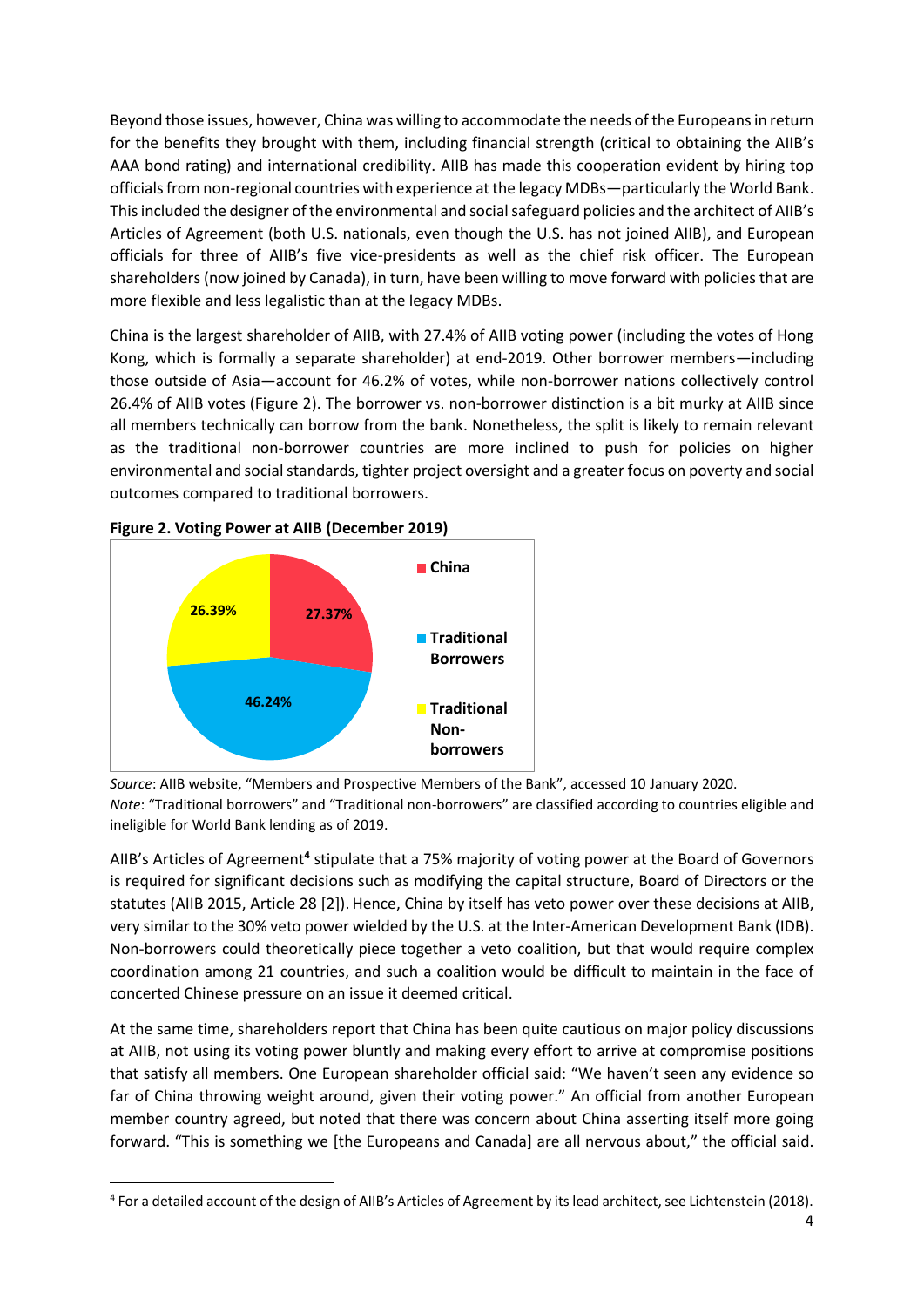Beyond those issues, however, China was willing to accommodate the needs of the Europeans in return for the benefits they brought with them, including financial strength (critical to obtaining the AIIB's AAA bond rating) and international credibility. AIIB has made this cooperation evident by hiring top officials from non-regional countries with experience at the legacy MDBs—particularly the World Bank. This included the designer of the environmental and social safeguard policies and the architect of AIIB's Articles of Agreement (both U.S. nationals, even though the U.S. has not joined AIIB), and European officials for three of AIIB's five vice-presidents as well as the chief risk officer. The European shareholders (now joined by Canada), in turn, have been willing to move forward with policies that are more flexible and less legalistic than at the legacy MDBs.

China is the largest shareholder of AIIB, with 27.4% of AIIB voting power (including the votes of Hong Kong, which is formally a separate shareholder) at end-2019. Other borrower members—including those outside of Asia—account for 46.2% of votes, while non-borrower nations collectively control 26.4% of AIIB votes (Figure 2). The borrower vs. non-borrower distinction is a bit murky at AIIB since all members technically can borrow from the bank. Nonetheless, the split is likely to remain relevant as the traditional non-borrower countries are more inclined to push for policies on higher environmental and social standards, tighter project oversight and a greater focus on poverty and social outcomes compared to traditional borrowers.

**Figure 2. Voting Power at AIIB (December 2019)**

| Group | Share |
|---|---|
| China | 27.37% |
| Traditional Borrowers | 46.24% |
| Traditional Non-borrowers | 26.39% |

*Source*: AIIB website, "Members and Prospective Members of the Bank", accessed 10 January 2020.
*Note*: "Traditional borrowers" and "Traditional non-borrowers" are classified according to countries eligible and ineligible for World Bank lending as of 2019.

AIIB's Articles of Agreement[4] stipulate that a 75% majority of voting power at the Board of Governors is required for significant decisions such as modifying the capital structure, Board of Directors or the statutes (AIIB 2015, Article 28 [2]). Hence, China by itself has veto power over these decisions at AIIB, very similar to the 30% veto power wielded by the U.S. at the Inter-American Development Bank (IDB). Non-borrowers could theoretically piece together a veto coalition, but that would require complex coordination among 21 countries, and such a coalition would be difficult to maintain in the face of concerted Chinese pressure on an issue it deemed critical.

At the same time, shareholders report that China has been quite cautious on major policy discussions at AIIB, not using its voting power bluntly and making every effort to arrive at compromise positions that satisfy all members. One European shareholder official said: "We haven't seen any evidence so far of China throwing weight around, given their voting power." An official from another European member country agreed, but noted that there was concern about China asserting itself more going forward. "This is something we [the Europeans and Canada] are all nervous about," the official said.

[4] For a detailed account of the design of AIIB's Articles of Agreement by its lead architect, see Lichtenstein (2018).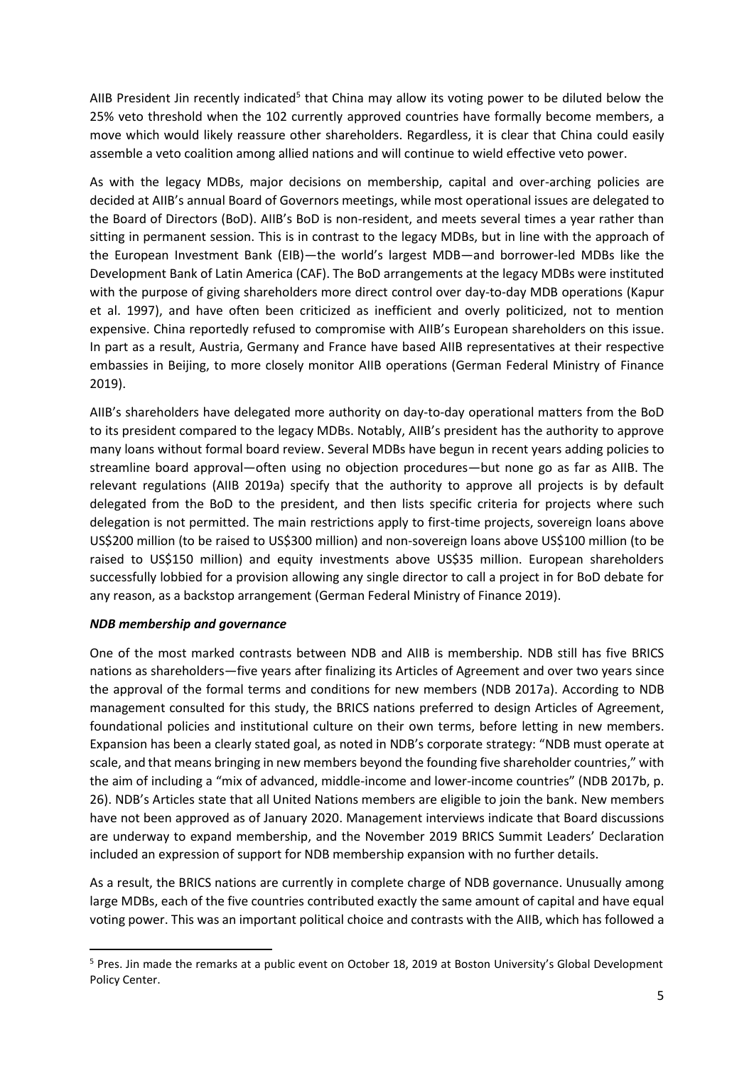AIIB President Jin recently indicated[5] that China may allow its voting power to be diluted below the 25% veto threshold when the 102 currently approved countries have formally become members, a move which would likely reassure other shareholders. Regardless, it is clear that China could easily assemble a veto coalition among allied nations and will continue to wield effective veto power.

As with the legacy MDBs, major decisions on membership, capital and over-arching policies are decided at AIIB's annual Board of Governors meetings, while most operational issues are delegated to the Board of Directors (BoD). AIIB's BoD is non-resident, and meets several times a year rather than sitting in permanent session. This is in contrast to the legacy MDBs, but in line with the approach of the European Investment Bank (EIB)—the world's largest MDB—and borrower-led MDBs like the Development Bank of Latin America (CAF). The BoD arrangements at the legacy MDBs were instituted with the purpose of giving shareholders more direct control over day-to-day MDB operations (Kapur et al. 1997), and have often been criticized as inefficient and overly politicized, not to mention expensive. China reportedly refused to compromise with AIIB's European shareholders on this issue. In part as a result, Austria, Germany and France have based AIIB representatives at their respective embassies in Beijing, to more closely monitor AIIB operations (German Federal Ministry of Finance 2019).

AIIB's shareholders have delegated more authority on day-to-day operational matters from the BoD to its president compared to the legacy MDBs. Notably, AIIB's president has the authority to approve many loans without formal board review. Several MDBs have begun in recent years adding policies to streamline board approval—often using no objection procedures—but none go as far as AIIB. The relevant regulations (AIIB 2019a) specify that the authority to approve all projects is by default delegated from the BoD to the president, and then lists specific criteria for projects where such delegation is not permitted. The main restrictions apply to first-time projects, sovereign loans above US$200 million (to be raised to US$300 million) and non-sovereign loans above US$100 million (to be raised to US$150 million) and equity investments above US$35 million. European shareholders successfully lobbied for a provision allowing any single director to call a project in for BoD debate for any reason, as a backstop arrangement (German Federal Ministry of Finance 2019).

***NDB membership and governance***

One of the most marked contrasts between NDB and AIIB is membership. NDB still has five BRICS nations as shareholders—five years after finalizing its Articles of Agreement and over two years since the approval of the formal terms and conditions for new members (NDB 2017a). According to NDB management consulted for this study, the BRICS nations preferred to design Articles of Agreement, foundational policies and institutional culture on their own terms, before letting in new members. Expansion has been a clearly stated goal, as noted in NDB's corporate strategy: "NDB must operate at scale, and that means bringing in new members beyond the founding five shareholder countries," with the aim of including a "mix of advanced, middle-income and lower-income countries" (NDB 2017b, p. 26). NDB's Articles state that all United Nations members are eligible to join the bank. New members have not been approved as of January 2020. Management interviews indicate that Board discussions are underway to expand membership, and the November 2019 BRICS Summit Leaders' Declaration included an expression of support for NDB membership expansion with no further details.

As a result, the BRICS nations are currently in complete charge of NDB governance. Unusually among large MDBs, each of the five countries contributed exactly the same amount of capital and have equal voting power. This was an important political choice and contrasts with the AIIB, which has followed a

[5] Pres. Jin made the remarks at a public event on October 18, 2019 at Boston University's Global Development Policy Center.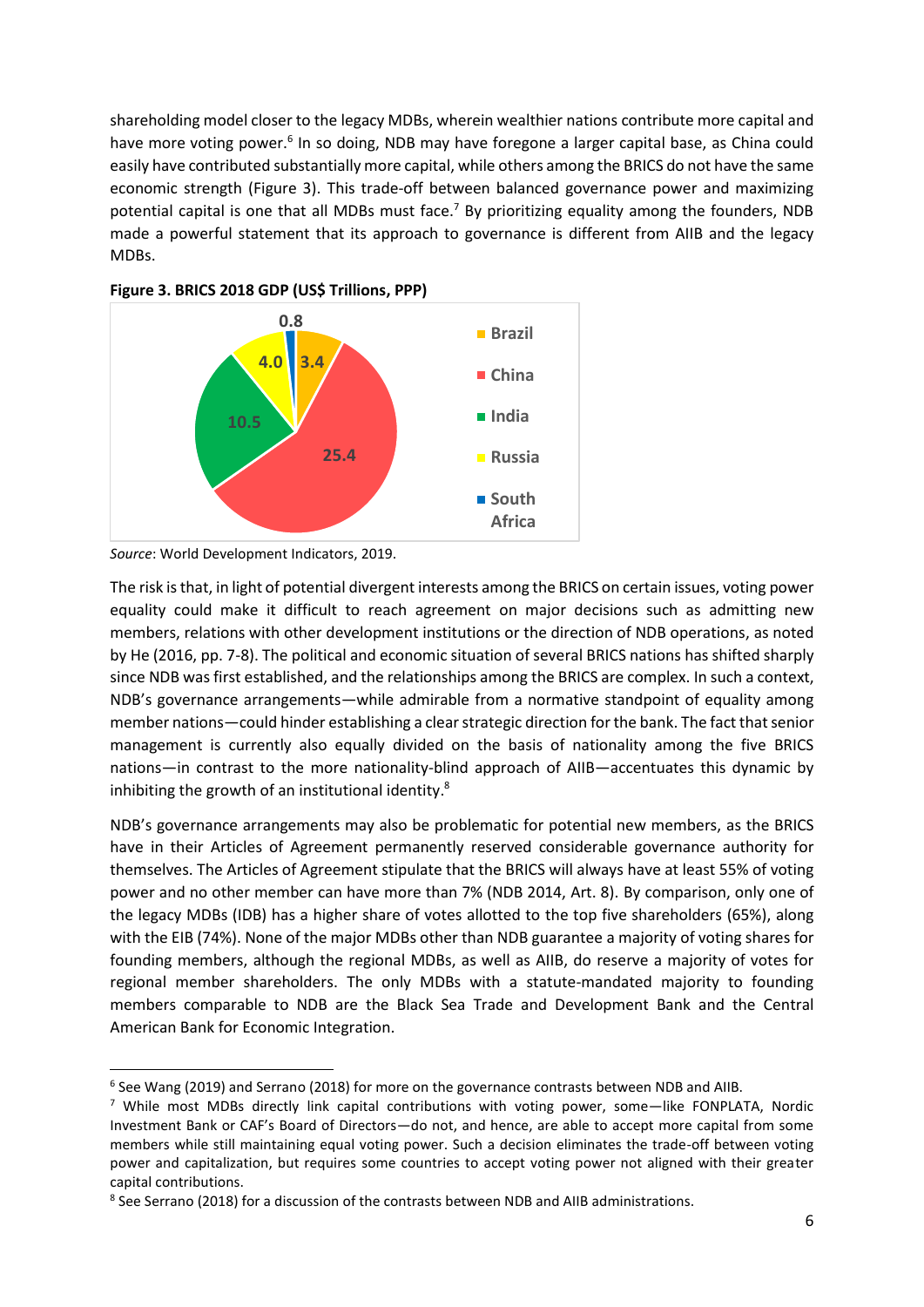shareholding model closer to the legacy MDBs, wherein wealthier nations contribute more capital and have more voting power.[6] In so doing, NDB may have foregone a larger capital base, as China could easily have contributed substantially more capital, while others among the BRICS do not have the same economic strength (Figure 3). This trade-off between balanced governance power and maximizing potential capital is one that all MDBs must face.[7] By prioritizing equality among the founders, NDB made a powerful statement that its approach to governance is different from AIIB and the legacy MDBs.

**Figure 3. BRICS 2018 GDP (US$ Trillions, PPP)**

| Country | GDP |
|---|---|
| Brazil | 3.4 |
| China | 25.4 |
| India | 10.5 |
| Russia | 4.0 |
| South Africa | 0.8 |

*Source*: World Development Indicators, 2019.

The risk is that, in light of potential divergent interests among the BRICS on certain issues, voting power equality could make it difficult to reach agreement on major decisions such as admitting new members, relations with other development institutions or the direction of NDB operations, as noted by He (2016, pp. 7-8). The political and economic situation of several BRICS nations has shifted sharply since NDB was first established, and the relationships among the BRICS are complex. In such a context, NDB's governance arrangements—while admirable from a normative standpoint of equality among member nations—could hinder establishing a clear strategic direction for the bank. The fact that senior management is currently also equally divided on the basis of nationality among the five BRICS nations—in contrast to the more nationality-blind approach of AIIB—accentuates this dynamic by inhibiting the growth of an institutional identity.[8]

NDB's governance arrangements may also be problematic for potential new members, as the BRICS have in their Articles of Agreement permanently reserved considerable governance authority for themselves. The Articles of Agreement stipulate that the BRICS will always have at least 55% of voting power and no other member can have more than 7% (NDB 2014, Art. 8). By comparison, only one of the legacy MDBs (IDB) has a higher share of votes allotted to the top five shareholders (65%), along with the EIB (74%). None of the major MDBs other than NDB guarantee a majority of voting shares for founding members, although the regional MDBs, as well as AIIB, do reserve a majority of votes for regional member shareholders. The only MDBs with a statute-mandated majority to founding members comparable to NDB are the Black Sea Trade and Development Bank and the Central American Bank for Economic Integration.

---

[6] See Wang (2019) and Serrano (2018) for more on the governance contrasts between NDB and AIIB.

[7] While most MDBs directly link capital contributions with voting power, some—like FONPLATA, Nordic Investment Bank or CAF's Board of Directors—do not, and hence, are able to accept more capital from some members while still maintaining equal voting power. Such a decision eliminates the trade-off between voting power and capitalization, but requires some countries to accept voting power not aligned with their greater capital contributions.

[8] See Serrano (2018) for a discussion of the contrasts between NDB and AIIB administrations.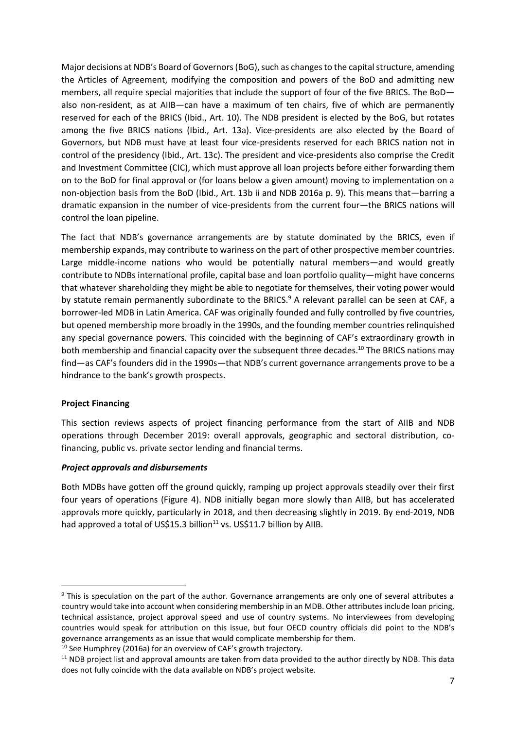Major decisions at NDB's Board of Governors (BoG), such as changes to the capital structure, amending the Articles of Agreement, modifying the composition and powers of the BoD and admitting new members, all require special majorities that include the support of four of the five BRICS. The BoD—also non-resident, as at AIIB—can have a maximum of ten chairs, five of which are permanently reserved for each of the BRICS (Ibid., Art. 10). The NDB president is elected by the BoG, but rotates among the five BRICS nations (Ibid., Art. 13a). Vice-presidents are also elected by the Board of Governors, but NDB must have at least four vice-presidents reserved for each BRICS nation not in control of the presidency (Ibid., Art. 13c). The president and vice-presidents also comprise the Credit and Investment Committee (CIC), which must approve all loan projects before either forwarding them on to the BoD for final approval or (for loans below a given amount) moving to implementation on a non-objection basis from the BoD (Ibid., Art. 13b ii and NDB 2016a p. 9). This means that—barring a dramatic expansion in the number of vice-presidents from the current four—the BRICS nations will control the loan pipeline.

The fact that NDB's governance arrangements are by statute dominated by the BRICS, even if membership expands, may contribute to wariness on the part of other prospective member countries. Large middle-income nations who would be potentially natural members—and would greatly contribute to NDBs international profile, capital base and loan portfolio quality—might have concerns that whatever shareholding they might be able to negotiate for themselves, their voting power would by statute remain permanently subordinate to the BRICS.[9] A relevant parallel can be seen at CAF, a borrower-led MDB in Latin America. CAF was originally founded and fully controlled by five countries, but opened membership more broadly in the 1990s, and the founding member countries relinquished any special governance powers. This coincided with the beginning of CAF's extraordinary growth in both membership and financial capacity over the subsequent three decades.[10] The BRICS nations may find—as CAF's founders did in the 1990s—that NDB's current governance arrangements prove to be a hindrance to the bank's growth prospects.

**Project Financing**

This section reviews aspects of project financing performance from the start of AIIB and NDB operations through December 2019: overall approvals, geographic and sectoral distribution, co-financing, public vs. private sector lending and financial terms.

***Project approvals and disbursements***

Both MDBs have gotten off the ground quickly, ramping up project approvals steadily over their first four years of operations (Figure 4). NDB initially began more slowly than AIIB, but has accelerated approvals more quickly, particularly in 2018, and then decreasing slightly in 2019. By end-2019, NDB had approved a total of US$15.3 billion[11] vs. US$11.7 billion by AIIB.

---

[9] This is speculation on the part of the author. Governance arrangements are only one of several attributes a country would take into account when considering membership in an MDB. Other attributes include loan pricing, technical assistance, project approval speed and use of country systems. No interviewees from developing countries would speak for attribution on this issue, but four OECD country officials did point to the NDB's governance arrangements as an issue that would complicate membership for them.

[10] See Humphrey (2016a) for an overview of CAF's growth trajectory.

[11] NDB project list and approval amounts are taken from data provided to the author directly by NDB. This data does not fully coincide with the data available on NDB's project website.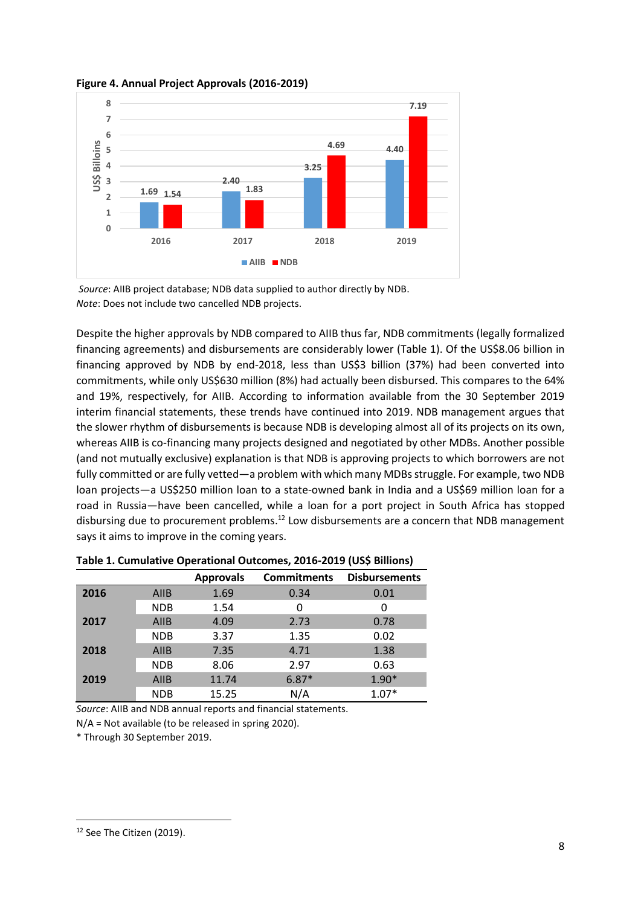**Figure 4. Annual Project Approvals (2016-2019)**

*Source*: AIIB project database; NDB data supplied to author directly by NDB.
*Note*: Does not include two cancelled NDB projects.

Despite the higher approvals by NDB compared to AIIB thus far, NDB commitments (legally formalized financing agreements) and disbursements are considerably lower (Table 1). Of the US$8.06 billion in financing approved by NDB by end-2018, less than US$3 billion (37%) had been converted into commitments, while only US$630 million (8%) had actually been disbursed. This compares to the 64% and 19%, respectively, for AIIB. According to information available from the 30 September 2019 interim financial statements, these trends have continued into 2019. NDB management argues that the slower rhythm of disbursements is because NDB is developing almost all of its projects on its own, whereas AIIB is co-financing many projects designed and negotiated by other MDBs. Another possible (and not mutually exclusive) explanation is that NDB is approving projects to which borrowers are not fully committed or are fully vetted—a problem with which many MDBs struggle. For example, two NDB loan projects—a US$250 million loan to a state-owned bank in India and a US$69 million loan for a road in Russia—have been cancelled, while a loan for a port project in South Africa has stopped disbursing due to procurement problems.[12] Low disbursements are a concern that NDB management says it aims to improve in the coming years.

**Table 1. Cumulative Operational Outcomes, 2016-2019 (US$ Billions)**

| | | Approvals | Commitments | Disbursements |
|---|---|---|---|---|
| **2016** | AIIB | 1.69 | 0.34 | 0.01 |
| | NDB | 1.54 | 0 | 0 |
| **2017** | AIIB | 4.09 | 2.73 | 0.78 |
| | NDB | 3.37 | 1.35 | 0.02 |
| **2018** | AIIB | 7.35 | 4.71 | 1.38 |
| | NDB | 8.06 | 2.97 | 0.63 |
| **2019** | AIIB | 11.74 | 6.87* | 1.90* |
| | NDB | 15.25 | N/A | 1.07* |

*Source*: AIIB and NDB annual reports and financial statements.
N/A = Not available (to be released in spring 2020).
* Through 30 September 2019.

[12] See The Citizen (2019).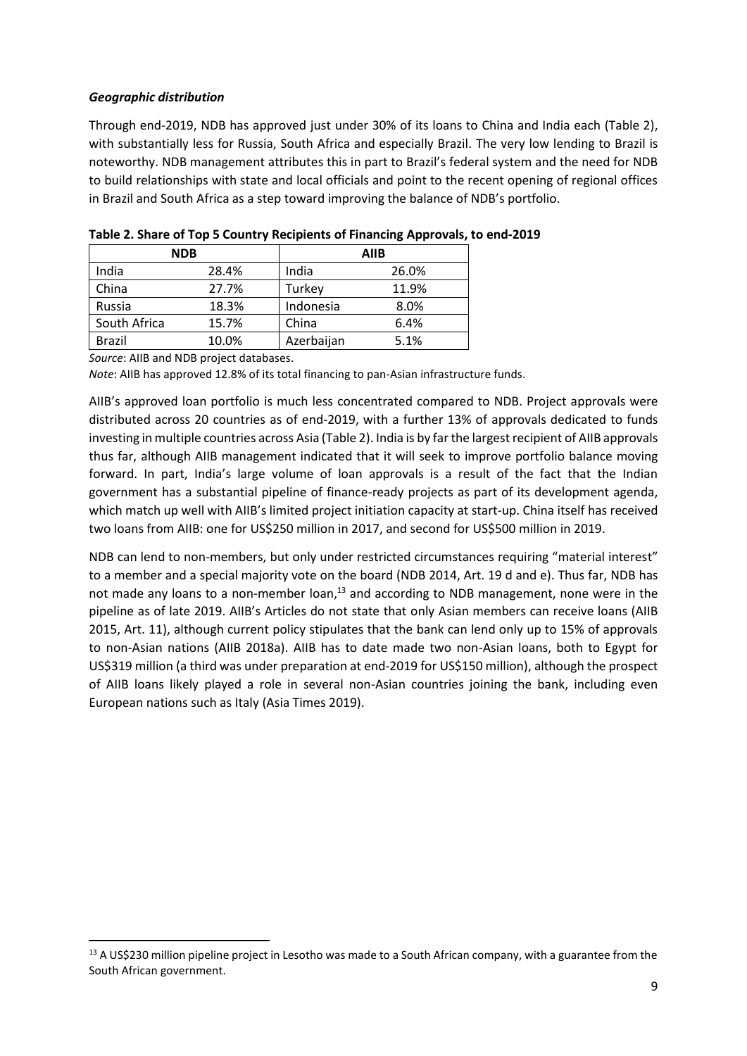### *Geographic distribution*

Through end-2019, NDB has approved just under 30% of its loans to China and India each (Table 2), with substantially less for Russia, South Africa and especially Brazil. The very low lending to Brazil is noteworthy. NDB management attributes this in part to Brazil's federal system and the need for NDB to build relationships with state and local officials and point to the recent opening of regional offices in Brazil and South Africa as a step toward improving the balance of NDB's portfolio.

**Table 2. Share of Top 5 Country Recipients of Financing Approvals, to end-2019**

| NDB | | AIIB | |
|---|---|---|---|
| India | 28.4% | India | 26.0% |
| China | 27.7% | Turkey | 11.9% |
| Russia | 18.3% | Indonesia | 8.0% |
| South Africa | 15.7% | China | 6.4% |
| Brazil | 10.0% | Azerbaijan | 5.1% |

*Source*: AIIB and NDB project databases.

*Note*: AIIB has approved 12.8% of its total financing to pan-Asian infrastructure funds.

AIIB's approved loan portfolio is much less concentrated compared to NDB. Project approvals were distributed across 20 countries as of end-2019, with a further 13% of approvals dedicated to funds investing in multiple countries across Asia (Table 2). India is by far the largest recipient of AIIB approvals thus far, although AIIB management indicated that it will seek to improve portfolio balance moving forward. In part, India's large volume of loan approvals is a result of the fact that the Indian government has a substantial pipeline of finance-ready projects as part of its development agenda, which match up well with AIIB's limited project initiation capacity at start-up. China itself has received two loans from AIIB: one for US$250 million in 2017, and second for US$500 million in 2019.

NDB can lend to non-members, but only under restricted circumstances requiring "material interest" to a member and a special majority vote on the board (NDB 2014, Art. 19 d and e). Thus far, NDB has not made any loans to a non-member loan,[13] and according to NDB management, none were in the pipeline as of late 2019. AIIB's Articles do not state that only Asian members can receive loans (AIIB 2015, Art. 11), although current policy stipulates that the bank can lend only up to 15% of approvals to non-Asian nations (AIIB 2018a). AIIB has to date made two non-Asian loans, both to Egypt for US$319 million (a third was under preparation at end-2019 for US$150 million), although the prospect of AIIB loans likely played a role in several non-Asian countries joining the bank, including even European nations such as Italy (Asia Times 2019).

[13] A US$230 million pipeline project in Lesotho was made to a South African company, with a guarantee from the South African government.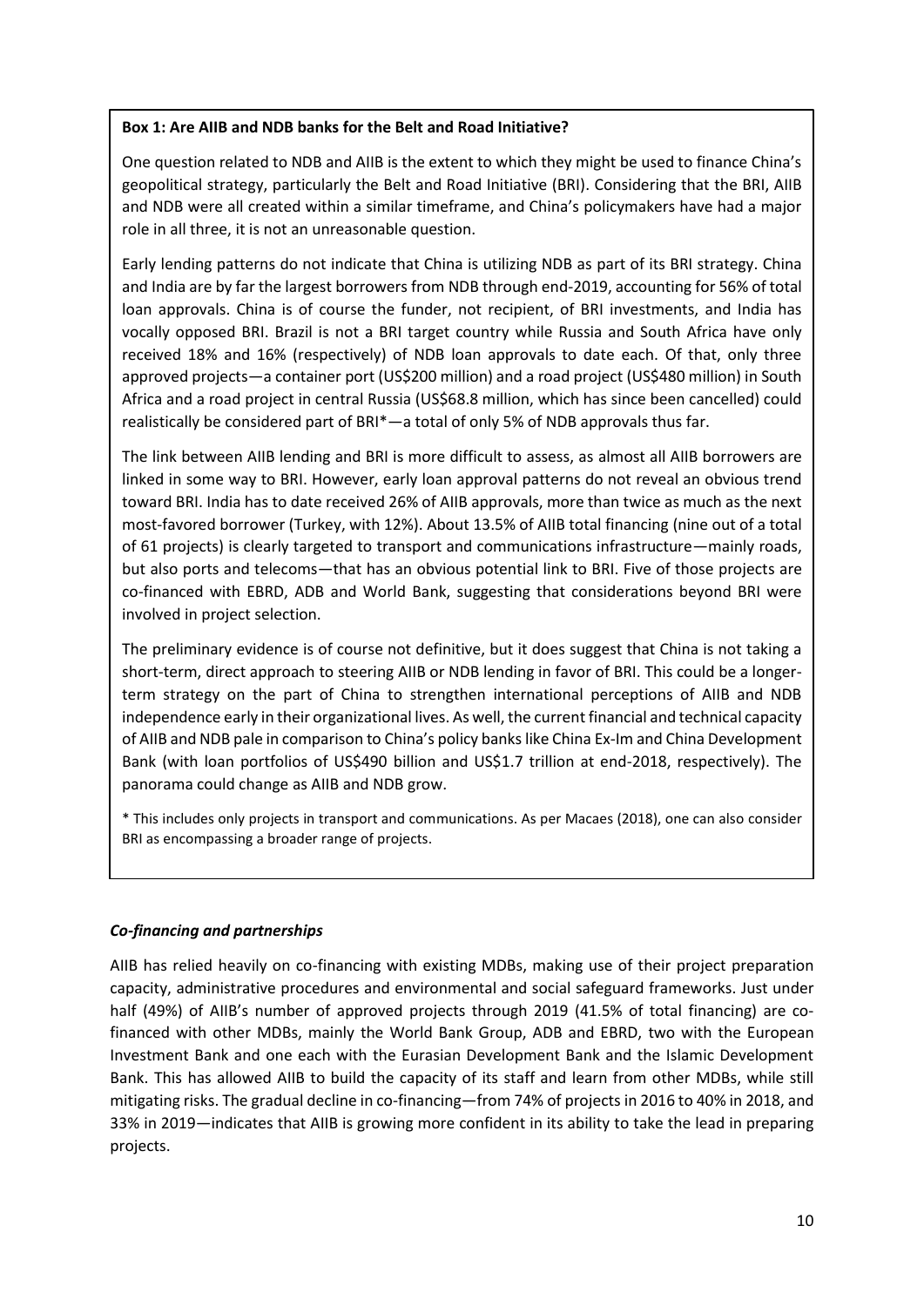**Box 1: Are AIIB and NDB banks for the Belt and Road Initiative?**

One question related to NDB and AIIB is the extent to which they might be used to finance China's geopolitical strategy, particularly the Belt and Road Initiative (BRI). Considering that the BRI, AIIB and NDB were all created within a similar timeframe, and China's policymakers have had a major role in all three, it is not an unreasonable question.

Early lending patterns do not indicate that China is utilizing NDB as part of its BRI strategy. China and India are by far the largest borrowers from NDB through end-2019, accounting for 56% of total loan approvals. China is of course the funder, not recipient, of BRI investments, and India has vocally opposed BRI. Brazil is not a BRI target country while Russia and South Africa have only received 18% and 16% (respectively) of NDB loan approvals to date each. Of that, only three approved projects—a container port (US$200 million) and a road project (US$480 million) in South Africa and a road project in central Russia (US$68.8 million, which has since been cancelled) could realistically be considered part of BRI*—a total of only 5% of NDB approvals thus far.

The link between AIIB lending and BRI is more difficult to assess, as almost all AIIB borrowers are linked in some way to BRI. However, early loan approval patterns do not reveal an obvious trend toward BRI. India has to date received 26% of AIIB approvals, more than twice as much as the next most-favored borrower (Turkey, with 12%). About 13.5% of AIIB total financing (nine out of a total of 61 projects) is clearly targeted to transport and communications infrastructure—mainly roads, but also ports and telecoms—that has an obvious potential link to BRI. Five of those projects are co-financed with EBRD, ADB and World Bank, suggesting that considerations beyond BRI were involved in project selection.

The preliminary evidence is of course not definitive, but it does suggest that China is not taking a short-term, direct approach to steering AIIB or NDB lending in favor of BRI. This could be a longer-term strategy on the part of China to strengthen international perceptions of AIIB and NDB independence early in their organizational lives. As well, the current financial and technical capacity of AIIB and NDB pale in comparison to China's policy banks like China Ex-Im and China Development Bank (with loan portfolios of US$490 billion and US$1.7 trillion at end-2018, respectively). The panorama could change as AIIB and NDB grow.

* This includes only projects in transport and communications. As per Macaes (2018), one can also consider BRI as encompassing a broader range of projects.

***Co-financing and partnerships***

AIIB has relied heavily on co-financing with existing MDBs, making use of their project preparation capacity, administrative procedures and environmental and social safeguard frameworks. Just under half (49%) of AIIB's number of approved projects through 2019 (41.5% of total financing) are co-financed with other MDBs, mainly the World Bank Group, ADB and EBRD, two with the European Investment Bank and one each with the Eurasian Development Bank and the Islamic Development Bank. This has allowed AIIB to build the capacity of its staff and learn from other MDBs, while still mitigating risks. The gradual decline in co-financing—from 74% of projects in 2016 to 40% in 2018, and 33% in 2019—indicates that AIIB is growing more confident in its ability to take the lead in preparing projects.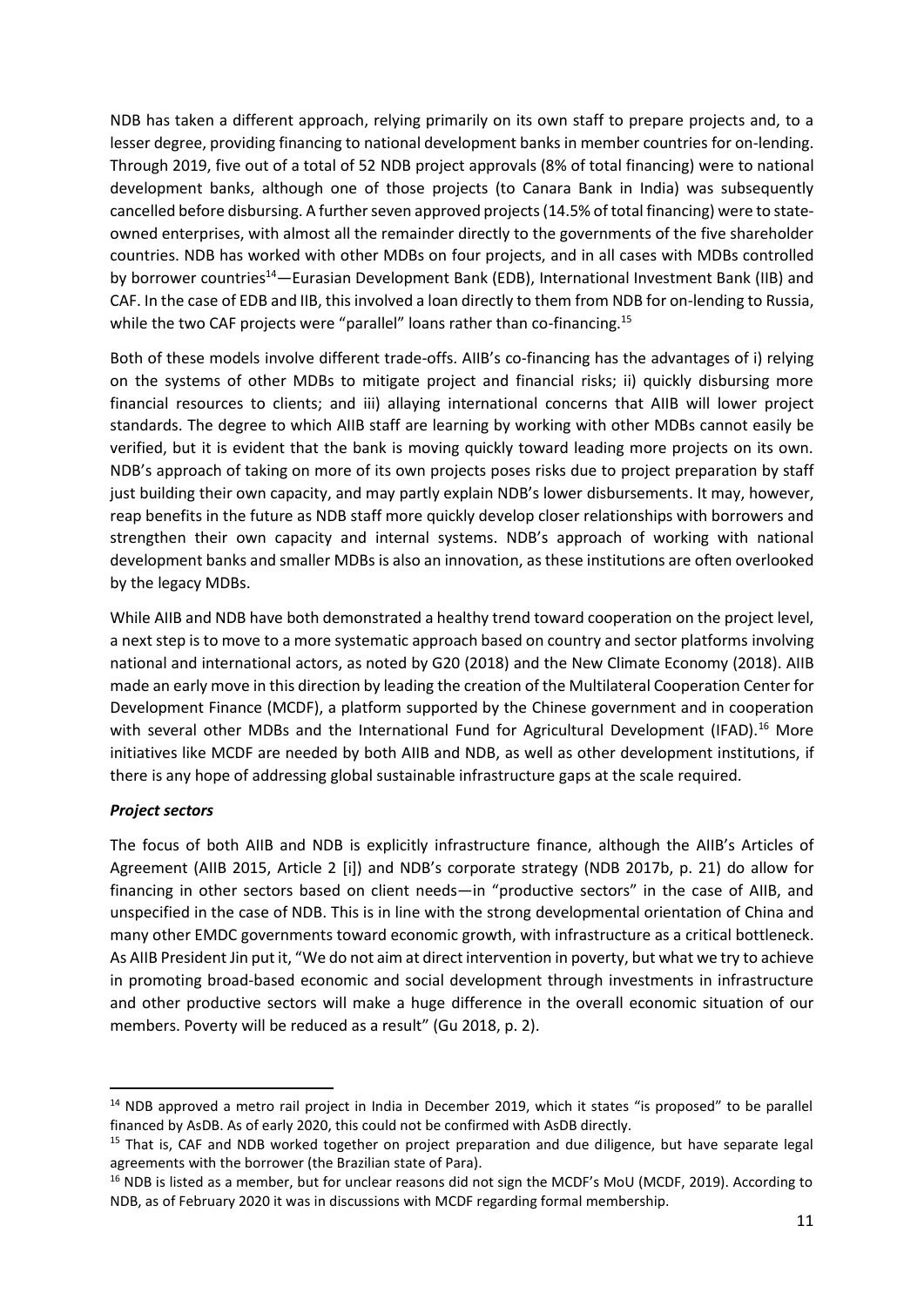NDB has taken a different approach, relying primarily on its own staff to prepare projects and, to a lesser degree, providing financing to national development banks in member countries for on-lending. Through 2019, five out of a total of 52 NDB project approvals (8% of total financing) were to national development banks, although one of those projects (to Canara Bank in India) was subsequently cancelled before disbursing. A further seven approved projects (14.5% of total financing) were to state-owned enterprises, with almost all the remainder directly to the governments of the five shareholder countries. NDB has worked with other MDBs on four projects, and in all cases with MDBs controlled by borrower countries[14]—Eurasian Development Bank (EDB), International Investment Bank (IIB) and CAF. In the case of EDB and IIB, this involved a loan directly to them from NDB for on-lending to Russia, while the two CAF projects were "parallel" loans rather than co-financing.[15]

Both of these models involve different trade-offs. AIIB's co-financing has the advantages of i) relying on the systems of other MDBs to mitigate project and financial risks; ii) quickly disbursing more financial resources to clients; and iii) allaying international concerns that AIIB will lower project standards. The degree to which AIIB staff are learning by working with other MDBs cannot easily be verified, but it is evident that the bank is moving quickly toward leading more projects on its own. NDB's approach of taking on more of its own projects poses risks due to project preparation by staff just building their own capacity, and may partly explain NDB's lower disbursements. It may, however, reap benefits in the future as NDB staff more quickly develop closer relationships with borrowers and strengthen their own capacity and internal systems. NDB's approach of working with national development banks and smaller MDBs is also an innovation, as these institutions are often overlooked by the legacy MDBs.

While AIIB and NDB have both demonstrated a healthy trend toward cooperation on the project level, a next step is to move to a more systematic approach based on country and sector platforms involving national and international actors, as noted by G20 (2018) and the New Climate Economy (2018). AIIB made an early move in this direction by leading the creation of the Multilateral Cooperation Center for Development Finance (MCDF), a platform supported by the Chinese government and in cooperation with several other MDBs and the International Fund for Agricultural Development (IFAD).[16] More initiatives like MCDF are needed by both AIIB and NDB, as well as other development institutions, if there is any hope of addressing global sustainable infrastructure gaps at the scale required.

***Project sectors***

The focus of both AIIB and NDB is explicitly infrastructure finance, although the AIIB's Articles of Agreement (AIIB 2015, Article 2 [i]) and NDB's corporate strategy (NDB 2017b, p. 21) do allow for financing in other sectors based on client needs—in "productive sectors" in the case of AIIB, and unspecified in the case of NDB. This is in line with the strong developmental orientation of China and many other EMDC governments toward economic growth, with infrastructure as a critical bottleneck. As AIIB President Jin put it, "We do not aim at direct intervention in poverty, but what we try to achieve in promoting broad-based economic and social development through investments in infrastructure and other productive sectors will make a huge difference in the overall economic situation of our members. Poverty will be reduced as a result" (Gu 2018, p. 2).

---

[14] NDB approved a metro rail project in India in December 2019, which it states "is proposed" to be parallel financed by AsDB. As of early 2020, this could not be confirmed with AsDB directly.

[15] That is, CAF and NDB worked together on project preparation and due diligence, but have separate legal agreements with the borrower (the Brazilian state of Para).

[16] NDB is listed as a member, but for unclear reasons did not sign the MCDF's MoU (MCDF, 2019). According to NDB, as of February 2020 it was in discussions with MCDF regarding formal membership.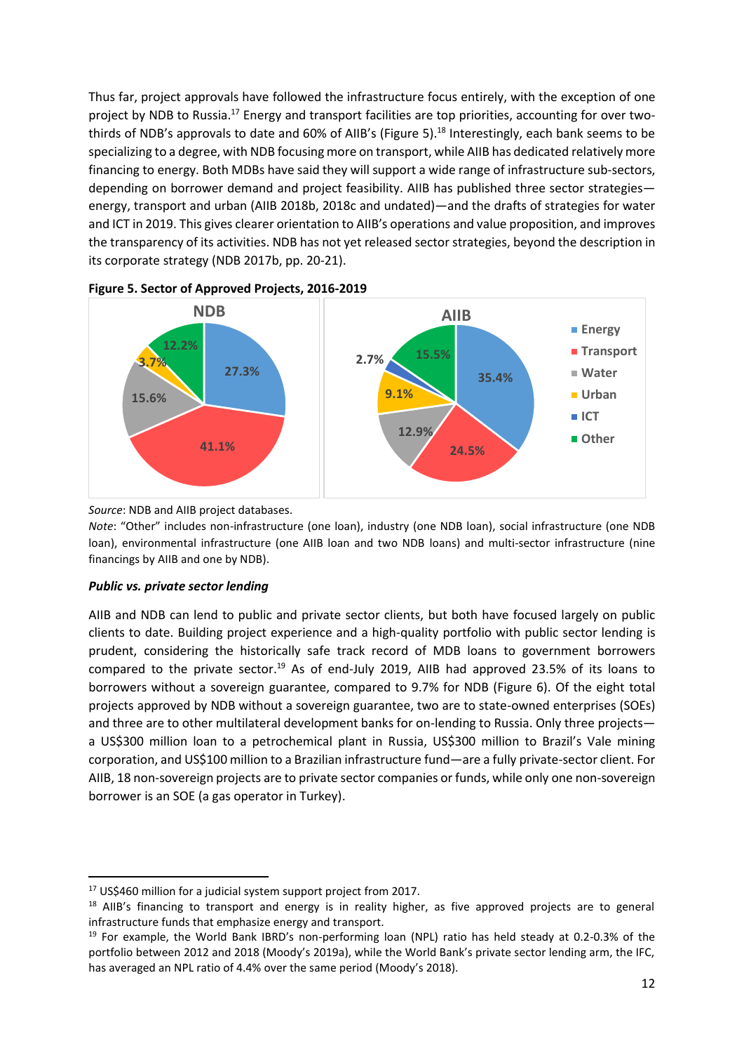Thus far, project approvals have followed the infrastructure focus entirely, with the exception of one project by NDB to Russia.[17] Energy and transport facilities are top priorities, accounting for over two-thirds of NDB's approvals to date and 60% of AIIB's (Figure 5).[18] Interestingly, each bank seems to be specializing to a degree, with NDB focusing more on transport, while AIIB has dedicated relatively more financing to energy. Both MDBs have said they will support a wide range of infrastructure sub-sectors, depending on borrower demand and project feasibility. AIIB has published three sector strategies—energy, transport and urban (AIIB 2018b, 2018c and undated)—and the drafts of strategies for water and ICT in 2019. This gives clearer orientation to AIIB's operations and value proposition, and improves the transparency of its activities. NDB has not yet released sector strategies, beyond the description in its corporate strategy (NDB 2017b, pp. 20-21).

**Figure 5. Sector of Approved Projects, 2016-2019**

| Sector | NDB | AIIB |
|---|---|---|
| Energy | 27.3% | 35.4% |
| Transport | 41.1% | 24.5% |
| Water | 15.6% | 12.9% |
| Urban | 3.7% | 9.1% |
| ICT | | 2.7% |
| Other | 12.2% | 15.5% |

*Source*: NDB and AIIB project databases.

*Note*: "Other" includes non-infrastructure (one loan), industry (one NDB loan), social infrastructure (one NDB loan), environmental infrastructure (one AIIB loan and two NDB loans) and multi-sector infrastructure (nine financings by AIIB and one by NDB).

***Public vs. private sector lending***

AIIB and NDB can lend to public and private sector clients, but both have focused largely on public clients to date. Building project experience and a high-quality portfolio with public sector lending is prudent, considering the historically safe track record of MDB loans to government borrowers compared to the private sector.[19] As of end-July 2019, AIIB had approved 23.5% of its loans to borrowers without a sovereign guarantee, compared to 9.7% for NDB (Figure 6). Of the eight total projects approved by NDB without a sovereign guarantee, two are to state-owned enterprises (SOEs) and three are to other multilateral development banks for on-lending to Russia. Only three projects—a US$300 million loan to a petrochemical plant in Russia, US$300 million to Brazil's Vale mining corporation, and US$100 million to a Brazilian infrastructure fund—are a fully private-sector client. For AIIB, 18 non-sovereign projects are to private sector companies or funds, while only one non-sovereign borrower is an SOE (a gas operator in Turkey).

---

[17] US$460 million for a judicial system support project from 2017.

[18] AIIB's financing to transport and energy is in reality higher, as five approved projects are to general infrastructure funds that emphasize energy and transport.

[19] For example, the World Bank IBRD's non-performing loan (NPL) ratio has held steady at 0.2-0.3% of the portfolio between 2012 and 2018 (Moody's 2019a), while the World Bank's private sector lending arm, the IFC, has averaged an NPL ratio of 4.4% over the same period (Moody's 2018).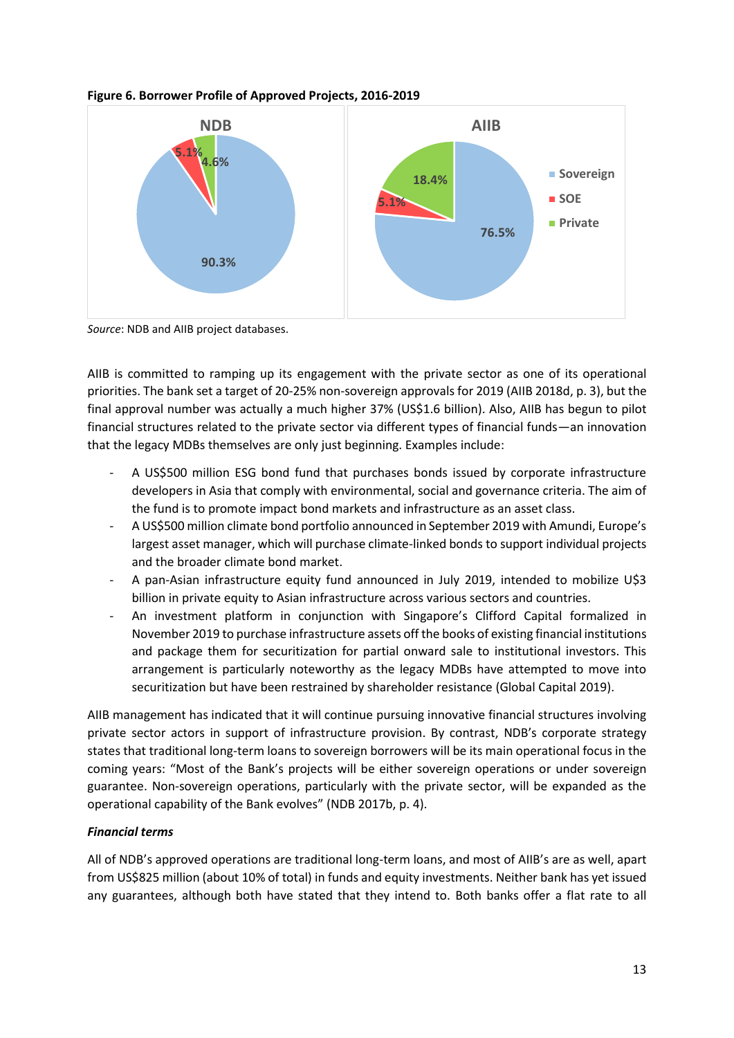**Figure 6. Borrower Profile of Approved Projects, 2016-2019**

*Source*: NDB and AIIB project databases.

AIIB is committed to ramping up its engagement with the private sector as one of its operational priorities. The bank set a target of 20-25% non-sovereign approvals for 2019 (AIIB 2018d, p. 3), but the final approval number was actually a much higher 37% (US$1.6 billion). Also, AIIB has begun to pilot financial structures related to the private sector via different types of financial funds—an innovation that the legacy MDBs themselves are only just beginning. Examples include:

- A US$500 million ESG bond fund that purchases bonds issued by corporate infrastructure developers in Asia that comply with environmental, social and governance criteria. The aim of the fund is to promote impact bond markets and infrastructure as an asset class.
- A US$500 million climate bond portfolio announced in September 2019 with Amundi, Europe's largest asset manager, which will purchase climate-linked bonds to support individual projects and the broader climate bond market.
- A pan-Asian infrastructure equity fund announced in July 2019, intended to mobilize U$3 billion in private equity to Asian infrastructure across various sectors and countries.
- An investment platform in conjunction with Singapore's Clifford Capital formalized in November 2019 to purchase infrastructure assets off the books of existing financial institutions and package them for securitization for partial onward sale to institutional investors. This arrangement is particularly noteworthy as the legacy MDBs have attempted to move into securitization but have been restrained by shareholder resistance (Global Capital 2019).

AIIB management has indicated that it will continue pursuing innovative financial structures involving private sector actors in support of infrastructure provision. By contrast, NDB's corporate strategy states that traditional long-term loans to sovereign borrowers will be its main operational focus in the coming years: "Most of the Bank's projects will be either sovereign operations or under sovereign guarantee. Non-sovereign operations, particularly with the private sector, will be expanded as the operational capability of the Bank evolves" (NDB 2017b, p. 4).

***Financial terms***

All of NDB's approved operations are traditional long-term loans, and most of AIIB's are as well, apart from US$825 million (about 10% of total) in funds and equity investments. Neither bank has yet issued any guarantees, although both have stated that they intend to. Both banks offer a flat rate to all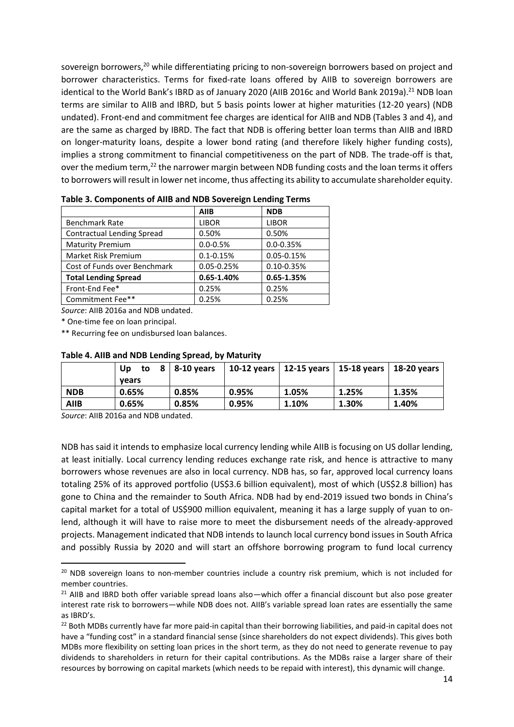sovereign borrowers,[20] while differentiating pricing to non-sovereign borrowers based on project and borrower characteristics. Terms for fixed-rate loans offered by AIIB to sovereign borrowers are identical to the World Bank's IBRD as of January 2020 (AIIB 2016c and World Bank 2019a).[21] NDB loan terms are similar to AIIB and IBRD, but 5 basis points lower at higher maturities (12-20 years) (NDB undated). Front-end and commitment fee charges are identical for AIIB and NDB (Tables 3 and 4), and are the same as charged by IBRD. The fact that NDB is offering better loan terms than AIIB and IBRD on longer-maturity loans, despite a lower bond rating (and therefore likely higher funding costs), implies a strong commitment to financial competitiveness on the part of NDB. The trade-off is that, over the medium term,[22] the narrower margin between NDB funding costs and the loan terms it offers to borrowers will result in lower net income, thus affecting its ability to accumulate shareholder equity.

**Table 3. Components of AIIB and NDB Sovereign Lending Terms**

| | **AIIB** | **NDB** |
|---|---|---|
| Benchmark Rate | LIBOR | LIBOR |
| Contractual Lending Spread | 0.50% | 0.50% |
| Maturity Premium | 0.0-0.5% | 0.0-0.35% |
| Market Risk Premium | 0.1-0.15% | 0.05-0.15% |
| Cost of Funds over Benchmark | 0.05-0.25% | 0.10-0.35% |
| **Total Lending Spread** | **0.65-1.40%** | **0.65-1.35%** |
| Front-End Fee* | 0.25% | 0.25% |
| Commitment Fee** | 0.25% | 0.25% |

*Source*: AIIB 2016a and NDB undated.

\* One-time fee on loan principal.

\*\* Recurring fee on undisbursed loan balances.

**Table 4. AIIB and NDB Lending Spread, by Maturity**

| | **Up to 8 years** | **8-10 years** | **10-12 years** | **12-15 years** | **15-18 years** | **18-20 years** |
|---|---|---|---|---|---|---|
| **NDB** | **0.65%** | **0.85%** | **0.95%** | **1.05%** | **1.25%** | **1.35%** |
| **AIIB** | **0.65%** | **0.85%** | **0.95%** | **1.10%** | **1.30%** | **1.40%** |

*Source*: AIIB 2016a and NDB undated.

NDB has said it intends to emphasize local currency lending while AIIB is focusing on US dollar lending, at least initially. Local currency lending reduces exchange rate risk, and hence is attractive to many borrowers whose revenues are also in local currency. NDB has, so far, approved local currency loans totaling 25% of its approved portfolio (US$3.6 billion equivalent), most of which (US$2.8 billion) has gone to China and the remainder to South Africa. NDB had by end-2019 issued two bonds in China's capital market for a total of US$900 million equivalent, meaning it has a large supply of yuan to on-lend, although it will have to raise more to meet the disbursement needs of the already-approved projects. Management indicated that NDB intends to launch local currency bond issues in South Africa and possibly Russia by 2020 and will start an offshore borrowing program to fund local currency

[20] NDB sovereign loans to non-member countries include a country risk premium, which is not included for member countries.

[21] AIIB and IBRD both offer variable spread loans also—which offer a financial discount but also pose greater interest rate risk to borrowers—while NDB does not. AIIB's variable spread loan rates are essentially the same as IBRD's.

[22] Both MDBs currently have far more paid-in capital than their borrowing liabilities, and paid-in capital does not have a "funding cost" in a standard financial sense (since shareholders do not expect dividends). This gives both MDBs more flexibility on setting loan prices in the short term, as they do not need to generate revenue to pay dividends to shareholders in return for their capital contributions. As the MDBs raise a larger share of their resources by borrowing on capital markets (which needs to be repaid with interest), this dynamic will change.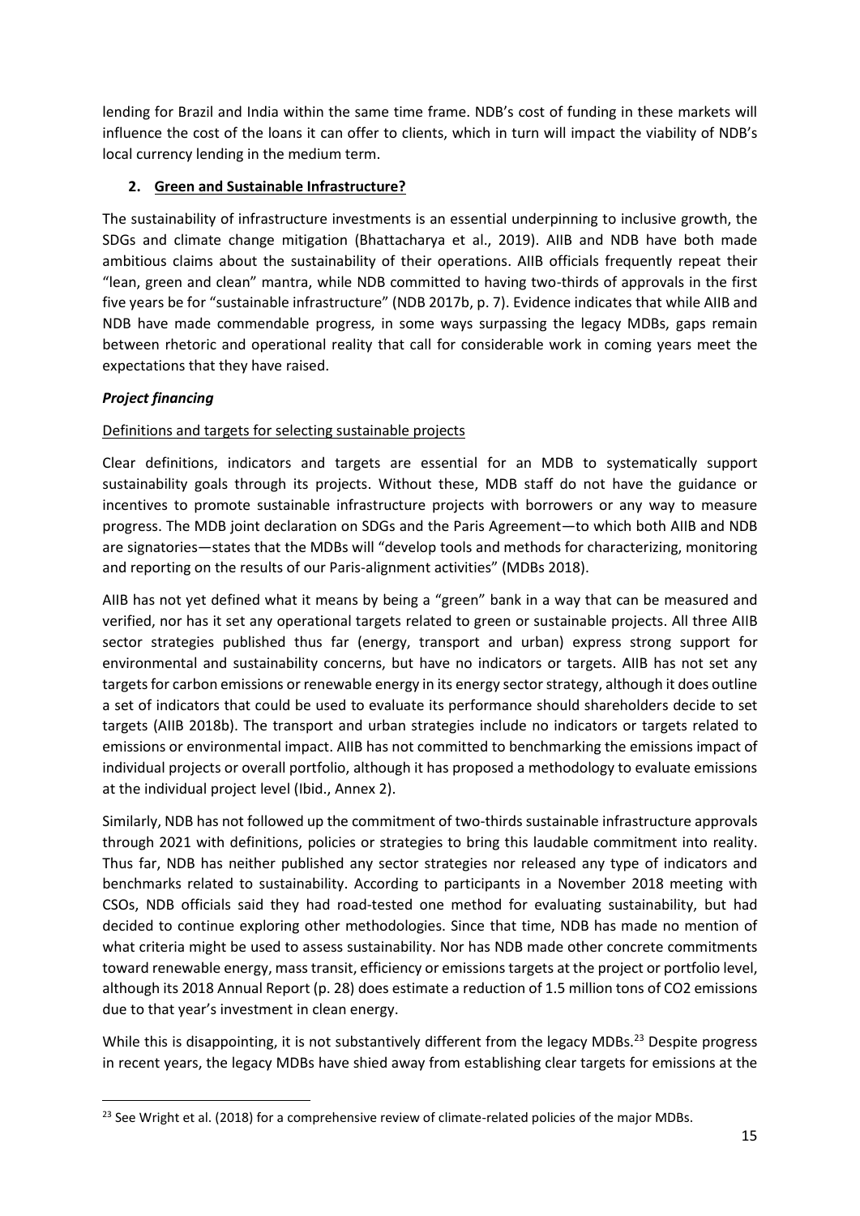lending for Brazil and India within the same time frame. NDB's cost of funding in these markets will influence the cost of the loans it can offer to clients, which in turn will impact the viability of NDB's local currency lending in the medium term.

## 2. Green and Sustainable Infrastructure?

The sustainability of infrastructure investments is an essential underpinning to inclusive growth, the SDGs and climate change mitigation (Bhattacharya et al., 2019). AIIB and NDB have both made ambitious claims about the sustainability of their operations. AIIB officials frequently repeat their "lean, green and clean" mantra, while NDB committed to having two-thirds of approvals in the first five years be for "sustainable infrastructure" (NDB 2017b, p. 7). Evidence indicates that while AIIB and NDB have made commendable progress, in some ways surpassing the legacy MDBs, gaps remain between rhetoric and operational reality that call for considerable work in coming years meet the expectations that they have raised.

### *Project financing*

#### Definitions and targets for selecting sustainable projects

Clear definitions, indicators and targets are essential for an MDB to systematically support sustainability goals through its projects. Without these, MDB staff do not have the guidance or incentives to promote sustainable infrastructure projects with borrowers or any way to measure progress. The MDB joint declaration on SDGs and the Paris Agreement—to which both AIIB and NDB are signatories—states that the MDBs will "develop tools and methods for characterizing, monitoring and reporting on the results of our Paris-alignment activities" (MDBs 2018).

AIIB has not yet defined what it means by being a "green" bank in a way that can be measured and verified, nor has it set any operational targets related to green or sustainable projects. All three AIIB sector strategies published thus far (energy, transport and urban) express strong support for environmental and sustainability concerns, but have no indicators or targets. AIIB has not set any targets for carbon emissions or renewable energy in its energy sector strategy, although it does outline a set of indicators that could be used to evaluate its performance should shareholders decide to set targets (AIIB 2018b). The transport and urban strategies include no indicators or targets related to emissions or environmental impact. AIIB has not committed to benchmarking the emissions impact of individual projects or overall portfolio, although it has proposed a methodology to evaluate emissions at the individual project level (Ibid., Annex 2).

Similarly, NDB has not followed up the commitment of two-thirds sustainable infrastructure approvals through 2021 with definitions, policies or strategies to bring this laudable commitment into reality. Thus far, NDB has neither published any sector strategies nor released any type of indicators and benchmarks related to sustainability. According to participants in a November 2018 meeting with CSOs, NDB officials said they had road-tested one method for evaluating sustainability, but had decided to continue exploring other methodologies. Since that time, NDB has made no mention of what criteria might be used to assess sustainability. Nor has NDB made other concrete commitments toward renewable energy, mass transit, efficiency or emissions targets at the project or portfolio level, although its 2018 Annual Report (p. 28) does estimate a reduction of 1.5 million tons of $CO_2$ emissions due to that year's investment in clean energy.

While this is disappointing, it is not substantively different from the legacy MDBs.[23] Despite progress in recent years, the legacy MDBs have shied away from establishing clear targets for emissions at the

[23] See Wright et al. (2018) for a comprehensive review of climate-related policies of the major MDBs.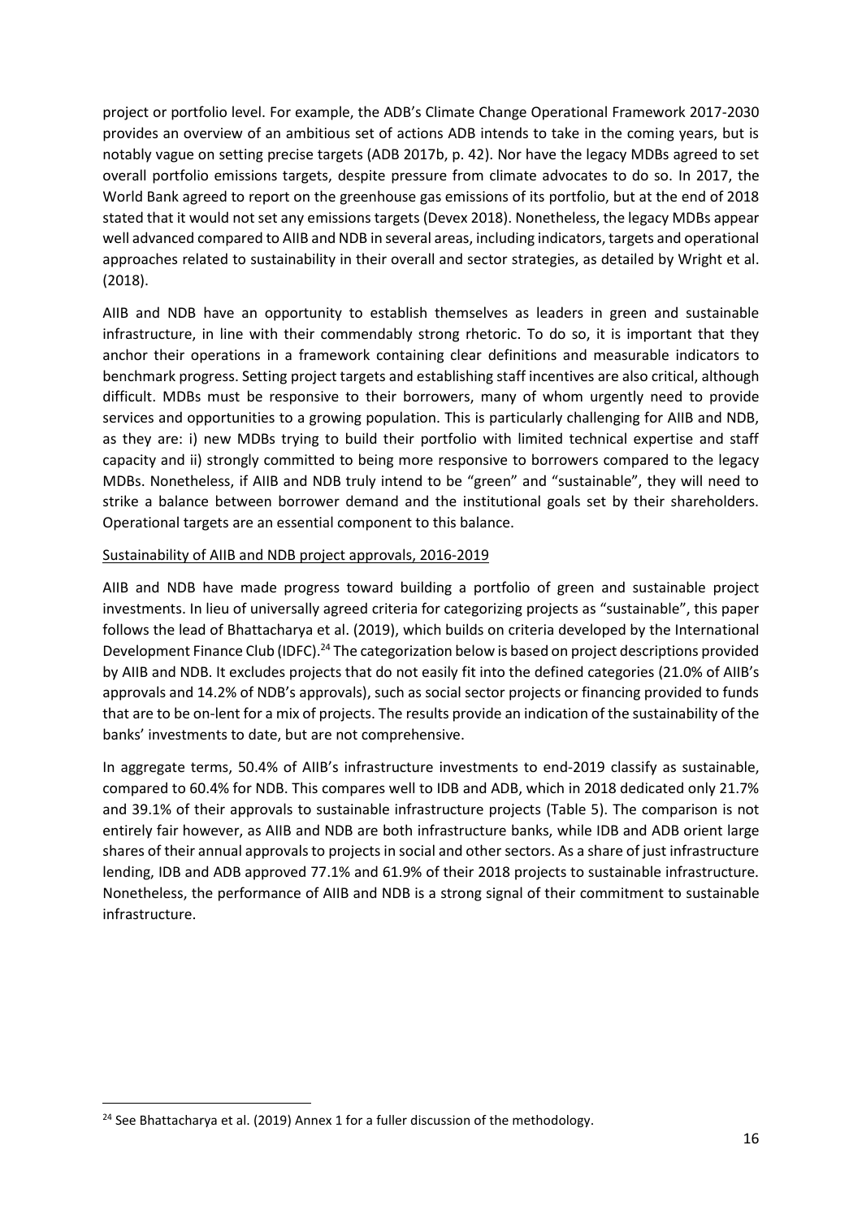project or portfolio level. For example, the ADB's Climate Change Operational Framework 2017-2030 provides an overview of an ambitious set of actions ADB intends to take in the coming years, but is notably vague on setting precise targets (ADB 2017b, p. 42). Nor have the legacy MDBs agreed to set overall portfolio emissions targets, despite pressure from climate advocates to do so. In 2017, the World Bank agreed to report on the greenhouse gas emissions of its portfolio, but at the end of 2018 stated that it would not set any emissions targets (Devex 2018). Nonetheless, the legacy MDBs appear well advanced compared to AIIB and NDB in several areas, including indicators, targets and operational approaches related to sustainability in their overall and sector strategies, as detailed by Wright et al. (2018).

AIIB and NDB have an opportunity to establish themselves as leaders in green and sustainable infrastructure, in line with their commendably strong rhetoric. To do so, it is important that they anchor their operations in a framework containing clear definitions and measurable indicators to benchmark progress. Setting project targets and establishing staff incentives are also critical, although difficult. MDBs must be responsive to their borrowers, many of whom urgently need to provide services and opportunities to a growing population. This is particularly challenging for AIIB and NDB, as they are: i) new MDBs trying to build their portfolio with limited technical expertise and staff capacity and ii) strongly committed to being more responsive to borrowers compared to the legacy MDBs. Nonetheless, if AIIB and NDB truly intend to be "green" and "sustainable", they will need to strike a balance between borrower demand and the institutional goals set by their shareholders. Operational targets are an essential component to this balance.

Sustainability of AIIB and NDB project approvals, 2016-2019

AIIB and NDB have made progress toward building a portfolio of green and sustainable project investments. In lieu of universally agreed criteria for categorizing projects as "sustainable", this paper follows the lead of Bhattacharya et al. (2019), which builds on criteria developed by the International Development Finance Club (IDFC).[24] The categorization below is based on project descriptions provided by AIIB and NDB. It excludes projects that do not easily fit into the defined categories (21.0% of AIIB's approvals and 14.2% of NDB's approvals), such as social sector projects or financing provided to funds that are to be on-lent for a mix of projects. The results provide an indication of the sustainability of the banks' investments to date, but are not comprehensive.

In aggregate terms, 50.4% of AIIB's infrastructure investments to end-2019 classify as sustainable, compared to 60.4% for NDB. This compares well to IDB and ADB, which in 2018 dedicated only 21.7% and 39.1% of their approvals to sustainable infrastructure projects (Table 5). The comparison is not entirely fair however, as AIIB and NDB are both infrastructure banks, while IDB and ADB orient large shares of their annual approvals to projects in social and other sectors. As a share of just infrastructure lending, IDB and ADB approved 77.1% and 61.9% of their 2018 projects to sustainable infrastructure. Nonetheless, the performance of AIIB and NDB is a strong signal of their commitment to sustainable infrastructure.

[24] See Bhattacharya et al. (2019) Annex 1 for a fuller discussion of the methodology.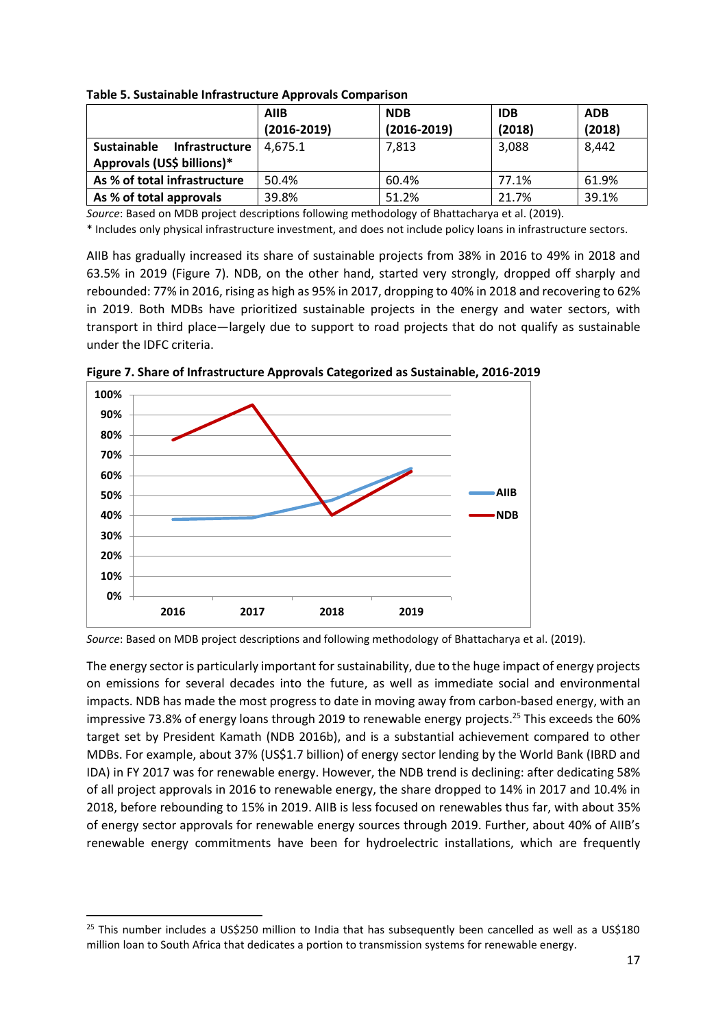**Table 5. Sustainable Infrastructure Approvals Comparison**

| | AIIB (2016-2019) | NDB (2016-2019) | IDB (2018) | ADB (2018) |
|---|---|---|---|---|
| **Sustainable Infrastructure Approvals (US$ billions)*** | 4,675.1 | 7,813 | 3,088 | 8,442 |
| **As % of total infrastructure** | 50.4% | 60.4% | 77.1% | 61.9% |
| **As % of total approvals** | 39.8% | 51.2% | 21.7% | 39.1% |

*Source*: Based on MDB project descriptions following methodology of Bhattacharya et al. (2019).

* Includes only physical infrastructure investment, and does not include policy loans in infrastructure sectors.

AIIB has gradually increased its share of sustainable projects from 38% in 2016 to 49% in 2018 and 63.5% in 2019 (Figure 7). NDB, on the other hand, started very strongly, dropped off sharply and rebounded: 77% in 2016, rising as high as 95% in 2017, dropping to 40% in 2018 and recovering to 62% in 2019. Both MDBs have prioritized sustainable projects in the energy and water sectors, with transport in third place—largely due to support to road projects that do not qualify as sustainable under the IDFC criteria.

**Figure 7. Share of Infrastructure Approvals Categorized as Sustainable, 2016-2019**

*Source*: Based on MDB project descriptions and following methodology of Bhattacharya et al. (2019).

The energy sector is particularly important for sustainability, due to the huge impact of energy projects on emissions for several decades into the future, as well as immediate social and environmental impacts. NDB has made the most progress to date in moving away from carbon-based energy, with an impressive 73.8% of energy loans through 2019 to renewable energy projects.[25] This exceeds the 60% target set by President Kamath (NDB 2016b), and is a substantial achievement compared to other MDBs. For example, about 37% (US$1.7 billion) of energy sector lending by the World Bank (IBRD and IDA) in FY 2017 was for renewable energy. However, the NDB trend is declining: after dedicating 58% of all project approvals in 2016 to renewable energy, the share dropped to 14% in 2017 and 10.4% in 2018, before rebounding to 15% in 2019. AIIB is less focused on renewables thus far, with about 35% of energy sector approvals for renewable energy sources through 2019. Further, about 40% of AIIB's renewable energy commitments have been for hydroelectric installations, which are frequently

[25] This number includes a US$250 million to India that has subsequently been cancelled as well as a US$180 million loan to South Africa that dedicates a portion to transmission systems for renewable energy.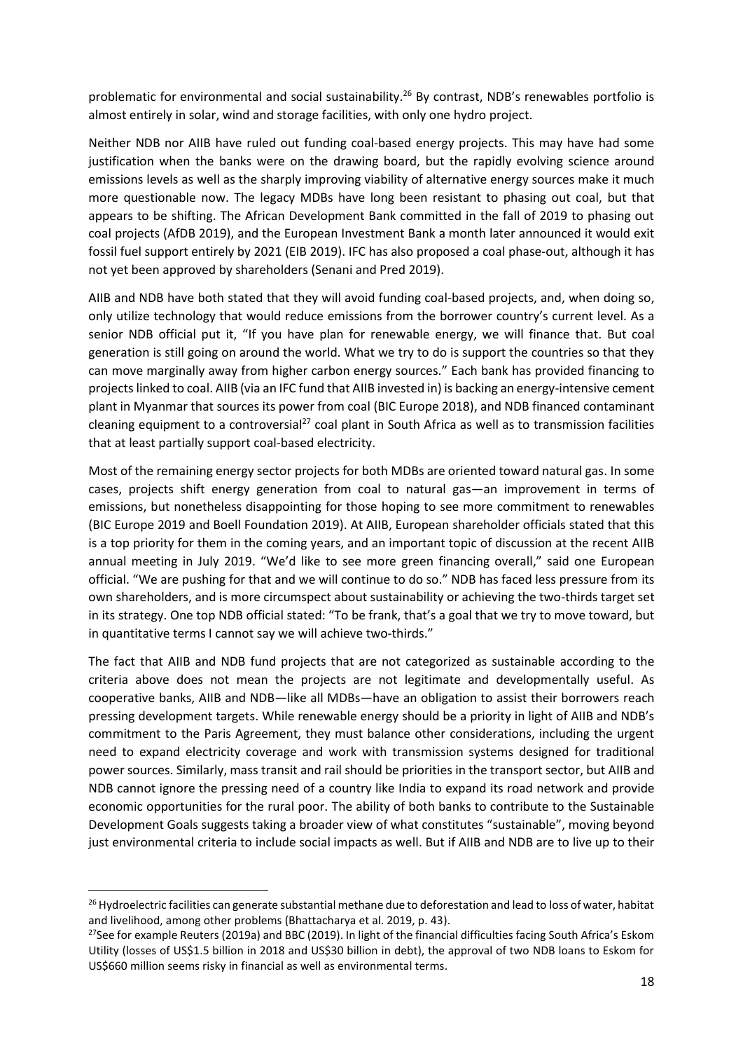problematic for environmental and social sustainability.[26] By contrast, NDB's renewables portfolio is almost entirely in solar, wind and storage facilities, with only one hydro project.

Neither NDB nor AIIB have ruled out funding coal-based energy projects. This may have had some justification when the banks were on the drawing board, but the rapidly evolving science around emissions levels as well as the sharply improving viability of alternative energy sources make it much more questionable now. The legacy MDBs have long been resistant to phasing out coal, but that appears to be shifting. The African Development Bank committed in the fall of 2019 to phasing out coal projects (AfDB 2019), and the European Investment Bank a month later announced it would exit fossil fuel support entirely by 2021 (EIB 2019). IFC has also proposed a coal phase-out, although it has not yet been approved by shareholders (Senani and Pred 2019).

AIIB and NDB have both stated that they will avoid funding coal-based projects, and, when doing so, only utilize technology that would reduce emissions from the borrower country's current level. As a senior NDB official put it, "If you have plan for renewable energy, we will finance that. But coal generation is still going on around the world. What we try to do is support the countries so that they can move marginally away from higher carbon energy sources." Each bank has provided financing to projects linked to coal. AIIB (via an IFC fund that AIIB invested in) is backing an energy-intensive cement plant in Myanmar that sources its power from coal (BIC Europe 2018), and NDB financed contaminant cleaning equipment to a controversial[27] coal plant in South Africa as well as to transmission facilities that at least partially support coal-based electricity.

Most of the remaining energy sector projects for both MDBs are oriented toward natural gas. In some cases, projects shift energy generation from coal to natural gas—an improvement in terms of emissions, but nonetheless disappointing for those hoping to see more commitment to renewables (BIC Europe 2019 and Boell Foundation 2019). At AIIB, European shareholder officials stated that this is a top priority for them in the coming years, and an important topic of discussion at the recent AIIB annual meeting in July 2019. "We'd like to see more green financing overall," said one European official. "We are pushing for that and we will continue to do so." NDB has faced less pressure from its own shareholders, and is more circumspect about sustainability or achieving the two-thirds target set in its strategy. One top NDB official stated: "To be frank, that's a goal that we try to move toward, but in quantitative terms I cannot say we will achieve two-thirds."

The fact that AIIB and NDB fund projects that are not categorized as sustainable according to the criteria above does not mean the projects are not legitimate and developmentally useful. As cooperative banks, AIIB and NDB—like all MDBs—have an obligation to assist their borrowers reach pressing development targets. While renewable energy should be a priority in light of AIIB and NDB's commitment to the Paris Agreement, they must balance other considerations, including the urgent need to expand electricity coverage and work with transmission systems designed for traditional power sources. Similarly, mass transit and rail should be priorities in the transport sector, but AIIB and NDB cannot ignore the pressing need of a country like India to expand its road network and provide economic opportunities for the rural poor. The ability of both banks to contribute to the Sustainable Development Goals suggests taking a broader view of what constitutes "sustainable", moving beyond just environmental criteria to include social impacts as well. But if AIIB and NDB are to live up to their

---

[26] Hydroelectric facilities can generate substantial methane due to deforestation and lead to loss of water, habitat and livelihood, among other problems (Bhattacharya et al. 2019, p. 43).

[27] See for example Reuters (2019a) and BBC (2019). In light of the financial difficulties facing South Africa's Eskom Utility (losses of US$1.5 billion in 2018 and US$30 billion in debt), the approval of two NDB loans to Eskom for US$660 million seems risky in financial as well as environmental terms.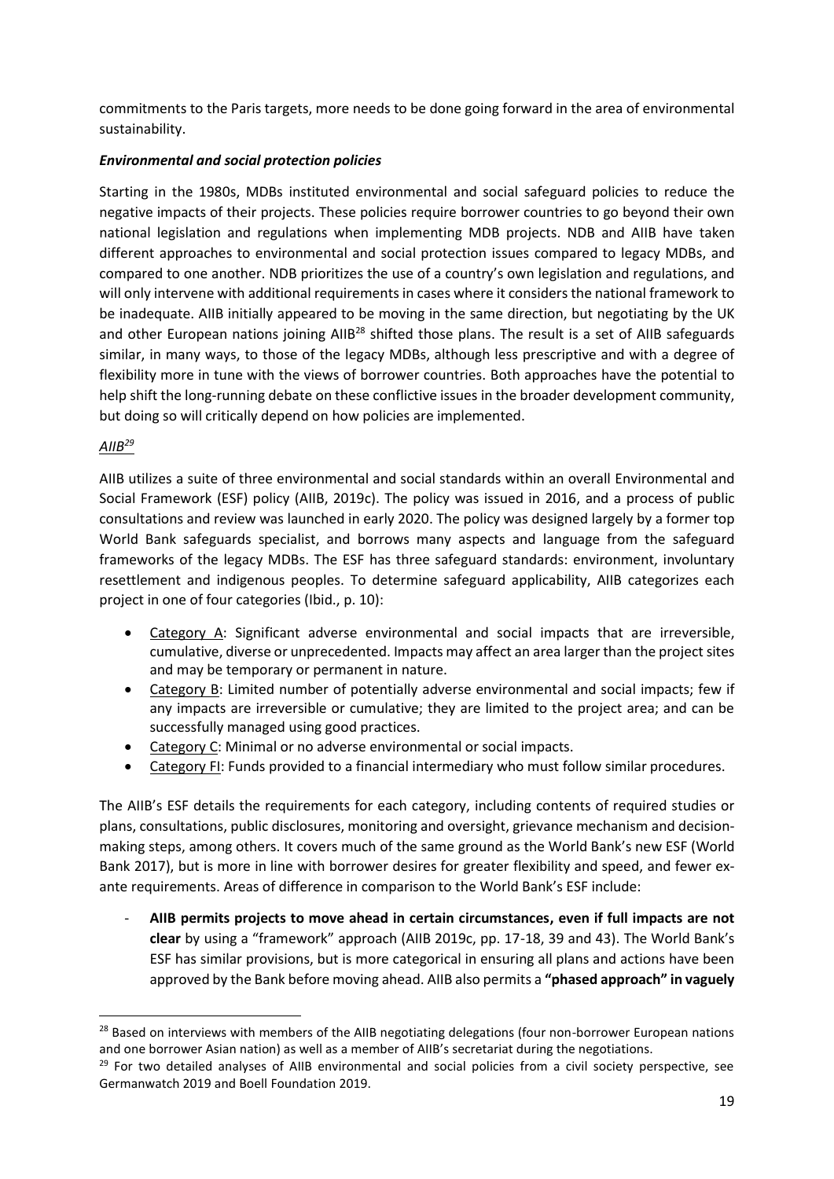commitments to the Paris targets, more needs to be done going forward in the area of environmental sustainability.

### *Environmental and social protection policies*

Starting in the 1980s, MDBs instituted environmental and social safeguard policies to reduce the negative impacts of their projects. These policies require borrower countries to go beyond their own national legislation and regulations when implementing MDB projects. NDB and AIIB have taken different approaches to environmental and social protection issues compared to legacy MDBs, and compared to one another. NDB prioritizes the use of a country's own legislation and regulations, and will only intervene with additional requirements in cases where it considers the national framework to be inadequate. AIIB initially appeared to be moving in the same direction, but negotiating by the UK and other European nations joining AIIB[28] shifted those plans. The result is a set of AIIB safeguards similar, in many ways, to those of the legacy MDBs, although less prescriptive and with a degree of flexibility more in tune with the views of borrower countries. Both approaches have the potential to help shift the long-running debate on these conflictive issues in the broader development community, but doing so will critically depend on how policies are implemented.

#### *AIIB[29]*

AIIB utilizes a suite of three environmental and social standards within an overall Environmental and Social Framework (ESF) policy (AIIB, 2019c). The policy was issued in 2016, and a process of public consultations and review was launched in early 2020. The policy was designed largely by a former top World Bank safeguards specialist, and borrows many aspects and language from the safeguard frameworks of the legacy MDBs. The ESF has three safeguard standards: environment, involuntary resettlement and indigenous peoples. To determine safeguard applicability, AIIB categorizes each project in one of four categories (Ibid., p. 10):

- Category A: Significant adverse environmental and social impacts that are irreversible, cumulative, diverse or unprecedented. Impacts may affect an area larger than the project sites and may be temporary or permanent in nature.
- Category B: Limited number of potentially adverse environmental and social impacts; few if any impacts are irreversible or cumulative; they are limited to the project area; and can be successfully managed using good practices.
- Category C: Minimal or no adverse environmental or social impacts.
- Category FI: Funds provided to a financial intermediary who must follow similar procedures.

The AIIB's ESF details the requirements for each category, including contents of required studies or plans, consultations, public disclosures, monitoring and oversight, grievance mechanism and decision-making steps, among others. It covers much of the same ground as the World Bank's new ESF (World Bank 2017), but is more in line with borrower desires for greater flexibility and speed, and fewer ex-ante requirements. Areas of difference in comparison to the World Bank's ESF include:

- **AIIB permits projects to move ahead in certain circumstances, even if full impacts are not clear** by using a "framework" approach (AIIB 2019c, pp. 17-18, 39 and 43). The World Bank's ESF has similar provisions, but is more categorical in ensuring all plans and actions have been approved by the Bank before moving ahead. AIIB also permits a **"phased approach" in vaguely**

[28] Based on interviews with members of the AIIB negotiating delegations (four non-borrower European nations and one borrower Asian nation) as well as a member of AIIB's secretariat during the negotiations.

[29] For two detailed analyses of AIIB environmental and social policies from a civil society perspective, see Germanwatch 2019 and Boell Foundation 2019.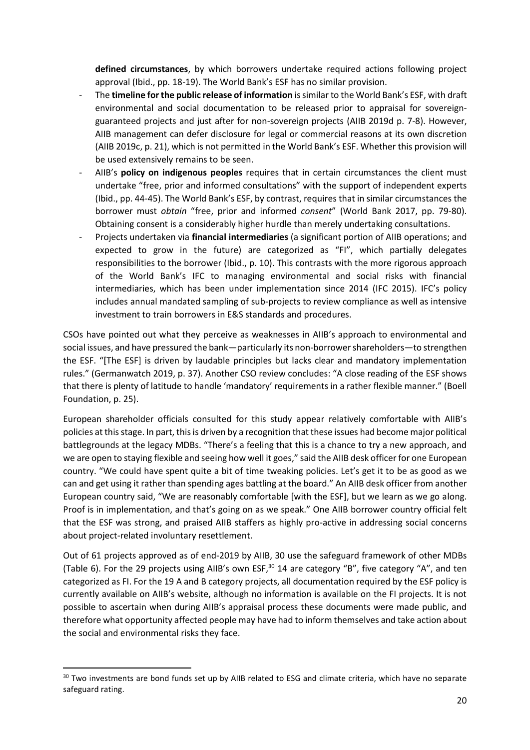**defined circumstances**, by which borrowers undertake required actions following project approval (Ibid., pp. 18-19). The World Bank's ESF has no similar provision.

- The **timeline for the public release of information** is similar to the World Bank's ESF, with draft environmental and social documentation to be released prior to appraisal for sovereign-guaranteed projects and just after for non-sovereign projects (AIIB 2019d p. 7-8). However, AIIB management can defer disclosure for legal or commercial reasons at its own discretion (AIIB 2019c, p. 21), which is not permitted in the World Bank's ESF. Whether this provision will be used extensively remains to be seen.
- AIIB's **policy on indigenous peoples** requires that in certain circumstances the client must undertake "free, prior and informed consultations" with the support of independent experts (Ibid., pp. 44-45). The World Bank's ESF, by contrast, requires that in similar circumstances the borrower must *obtain* "free, prior and informed *consent*" (World Bank 2017, pp. 79-80). Obtaining consent is a considerably higher hurdle than merely undertaking consultations.
- Projects undertaken via **financial intermediaries** (a significant portion of AIIB operations; and expected to grow in the future) are categorized as "FI", which partially delegates responsibilities to the borrower (Ibid., p. 10). This contrasts with the more rigorous approach of the World Bank's IFC to managing environmental and social risks with financial intermediaries, which has been under implementation since 2014 (IFC 2015). IFC's policy includes annual mandated sampling of sub-projects to review compliance as well as intensive investment to train borrowers in E&S standards and procedures.

CSOs have pointed out what they perceive as weaknesses in AIIB's approach to environmental and social issues, and have pressured the bank—particularly its non-borrower shareholders—to strengthen the ESF. "[The ESF] is driven by laudable principles but lacks clear and mandatory implementation rules." (Germanwatch 2019, p. 37). Another CSO review concludes: "A close reading of the ESF shows that there is plenty of latitude to handle 'mandatory' requirements in a rather flexible manner." (Boell Foundation, p. 25).

European shareholder officials consulted for this study appear relatively comfortable with AIIB's policies at this stage. In part, this is driven by a recognition that these issues had become major political battlegrounds at the legacy MDBs. "There's a feeling that this is a chance to try a new approach, and we are open to staying flexible and seeing how well it goes," said the AIIB desk officer for one European country. "We could have spent quite a bit of time tweaking policies. Let's get it to be as good as we can and get using it rather than spending ages battling at the board." An AIIB desk officer from another European country said, "We are reasonably comfortable [with the ESF], but we learn as we go along. Proof is in implementation, and that's going on as we speak." One AIIB borrower country official felt that the ESF was strong, and praised AIIB staffers as highly pro-active in addressing social concerns about project-related involuntary resettlement.

Out of 61 projects approved as of end-2019 by AIIB, 30 use the safeguard framework of other MDBs (Table 6). For the 29 projects using AIIB's own ESF,[30] 14 are category "B", five category "A", and ten categorized as FI. For the 19 A and B category projects, all documentation required by the ESF policy is currently available on AIIB's website, although no information is available on the FI projects. It is not possible to ascertain when during AIIB's appraisal process these documents were made public, and therefore what opportunity affected people may have had to inform themselves and take action about the social and environmental risks they face.

[30] Two investments are bond funds set up by AIIB related to ESG and climate criteria, which have no separate safeguard rating.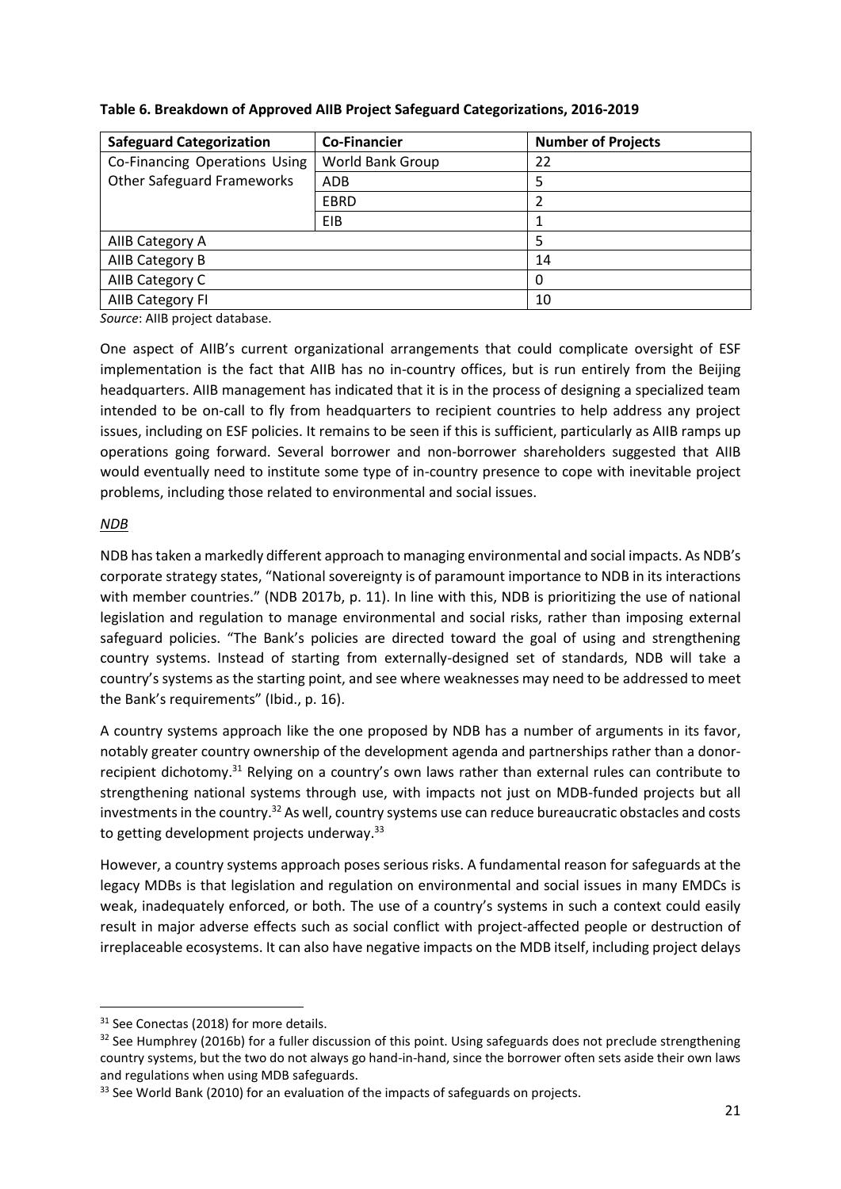**Table 6. Breakdown of Approved AIIB Project Safeguard Categorizations, 2016-2019**

| Safeguard Categorization | Co-Financier | Number of Projects |
|---|---|---|
| Co-Financing Operations Using Other Safeguard Frameworks | World Bank Group | 22 |
| | ADB | 5 |
| | EBRD | 2 |
| | EIB | 1 |
| AIIB Category A | | 5 |
| AIIB Category B | | 14 |
| AIIB Category C | | 0 |
| AIIB Category FI | | 10 |

*Source*: AIIB project database.

One aspect of AIIB's current organizational arrangements that could complicate oversight of ESF implementation is the fact that AIIB has no in-country offices, but is run entirely from the Beijing headquarters. AIIB management has indicated that it is in the process of designing a specialized team intended to be on-call to fly from headquarters to recipient countries to help address any project issues, including on ESF policies. It remains to be seen if this is sufficient, particularly as AIIB ramps up operations going forward. Several borrower and non-borrower shareholders suggested that AIIB would eventually need to institute some type of in-country presence to cope with inevitable project problems, including those related to environmental and social issues.

*NDB*

NDB has taken a markedly different approach to managing environmental and social impacts. As NDB's corporate strategy states, "National sovereignty is of paramount importance to NDB in its interactions with member countries." (NDB 2017b, p. 11). In line with this, NDB is prioritizing the use of national legislation and regulation to manage environmental and social risks, rather than imposing external safeguard policies. "The Bank's policies are directed toward the goal of using and strengthening country systems. Instead of starting from externally-designed set of standards, NDB will take a country's systems as the starting point, and see where weaknesses may need to be addressed to meet the Bank's requirements" (Ibid., p. 16).

A country systems approach like the one proposed by NDB has a number of arguments in its favor, notably greater country ownership of the development agenda and partnerships rather than a donor-recipient dichotomy.[31] Relying on a country's own laws rather than external rules can contribute to strengthening national systems through use, with impacts not just on MDB-funded projects but all investments in the country.[32] As well, country systems use can reduce bureaucratic obstacles and costs to getting development projects underway.[33]

However, a country systems approach poses serious risks. A fundamental reason for safeguards at the legacy MDBs is that legislation and regulation on environmental and social issues in many EMDCs is weak, inadequately enforced, or both. The use of a country's systems in such a context could easily result in major adverse effects such as social conflict with project-affected people or destruction of irreplaceable ecosystems. It can also have negative impacts on the MDB itself, including project delays

---

[31] See Conectas (2018) for more details.

[32] See Humphrey (2016b) for a fuller discussion of this point. Using safeguards does not preclude strengthening country systems, but the two do not always go hand-in-hand, since the borrower often sets aside their own laws and regulations when using MDB safeguards.

[33] See World Bank (2010) for an evaluation of the impacts of safeguards on projects.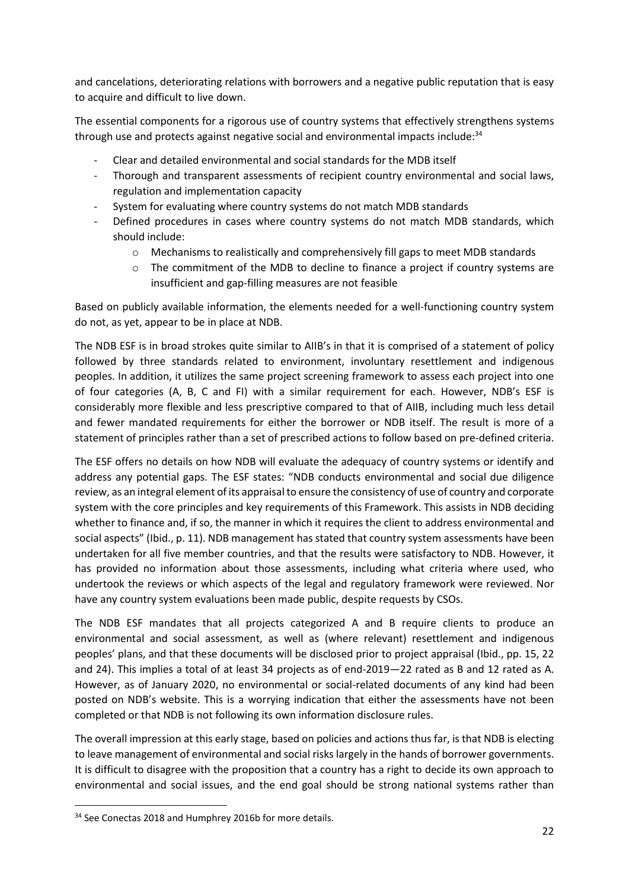and cancelations, deteriorating relations with borrowers and a negative public reputation that is easy to acquire and difficult to live down.

The essential components for a rigorous use of country systems that effectively strengthens systems through use and protects against negative social and environmental impacts include:[34]

- Clear and detailed environmental and social standards for the MDB itself
- Thorough and transparent assessments of recipient country environmental and social laws, regulation and implementation capacity
- System for evaluating where country systems do not match MDB standards
- Defined procedures in cases where country systems do not match MDB standards, which should include:
    - Mechanisms to realistically and comprehensively fill gaps to meet MDB standards
    - The commitment of the MDB to decline to finance a project if country systems are insufficient and gap-filling measures are not feasible

Based on publicly available information, the elements needed for a well-functioning country system do not, as yet, appear to be in place at NDB.

The NDB ESF is in broad strokes quite similar to AIIB's in that it is comprised of a statement of policy followed by three standards related to environment, involuntary resettlement and indigenous peoples. In addition, it utilizes the same project screening framework to assess each project into one of four categories (A, B, C and FI) with a similar requirement for each. However, NDB's ESF is considerably more flexible and less prescriptive compared to that of AIIB, including much less detail and fewer mandated requirements for either the borrower or NDB itself. The result is more of a statement of principles rather than a set of prescribed actions to follow based on pre-defined criteria.

The ESF offers no details on how NDB will evaluate the adequacy of country systems or identify and address any potential gaps. The ESF states: "NDB conducts environmental and social due diligence review, as an integral element of its appraisal to ensure the consistency of use of country and corporate system with the core principles and key requirements of this Framework. This assists in NDB deciding whether to finance and, if so, the manner in which it requires the client to address environmental and social aspects" (Ibid., p. 11). NDB management has stated that country system assessments have been undertaken for all five member countries, and that the results were satisfactory to NDB. However, it has provided no information about those assessments, including what criteria where used, who undertook the reviews or which aspects of the legal and regulatory framework were reviewed. Nor have any country system evaluations been made public, despite requests by CSOs.

The NDB ESF mandates that all projects categorized A and B require clients to produce an environmental and social assessment, as well as (where relevant) resettlement and indigenous peoples' plans, and that these documents will be disclosed prior to project appraisal (Ibid., pp. 15, 22 and 24). This implies a total of at least 34 projects as of end-2019—22 rated as B and 12 rated as A. However, as of January 2020, no environmental or social-related documents of any kind had been posted on NDB's website. This is a worrying indication that either the assessments have not been completed or that NDB is not following its own information disclosure rules.

The overall impression at this early stage, based on policies and actions thus far, is that NDB is electing to leave management of environmental and social risks largely in the hands of borrower governments. It is difficult to disagree with the proposition that a country has a right to decide its own approach to environmental and social issues, and the end goal should be strong national systems rather than

[34] See Conectas 2018 and Humphrey 2016b for more details.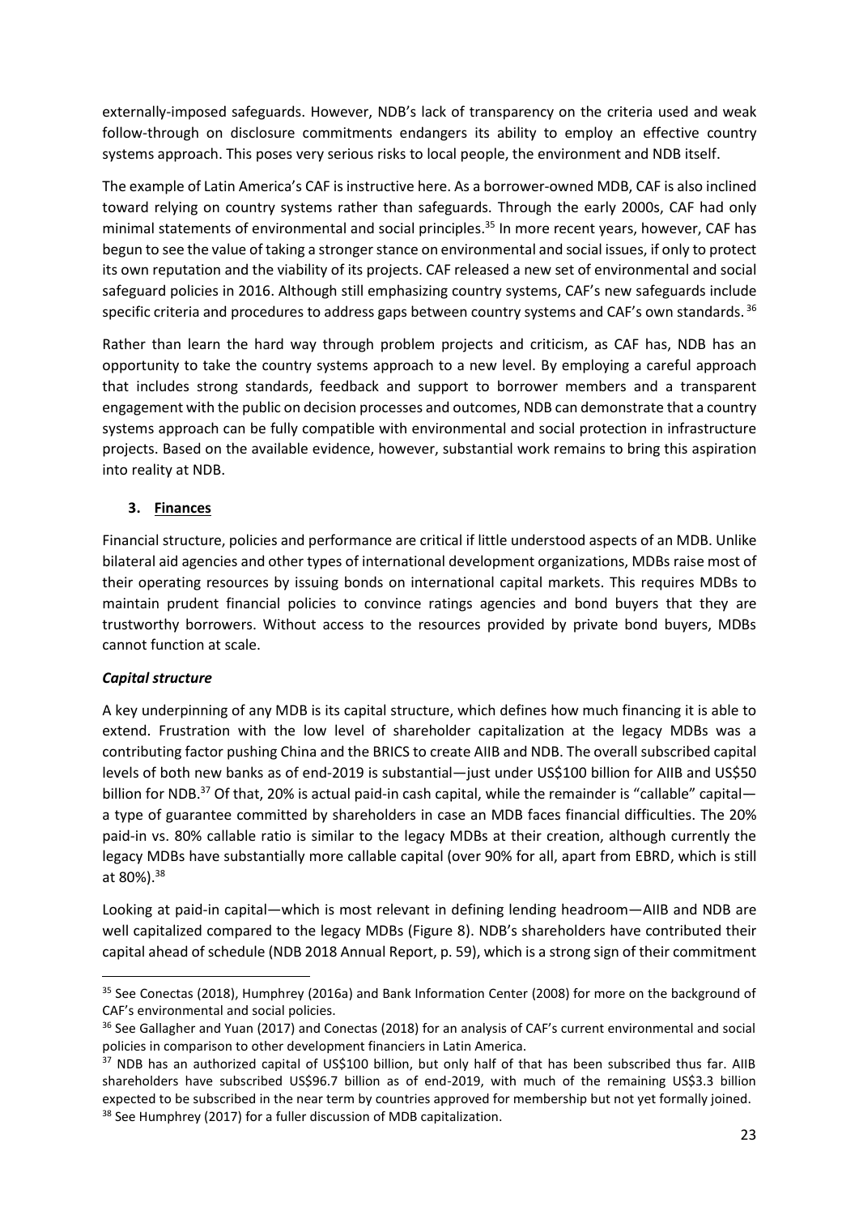externally-imposed safeguards. However, NDB's lack of transparency on the criteria used and weak follow-through on disclosure commitments endangers its ability to employ an effective country systems approach. This poses very serious risks to local people, the environment and NDB itself.

The example of Latin America's CAF is instructive here. As a borrower-owned MDB, CAF is also inclined toward relying on country systems rather than safeguards. Through the early 2000s, CAF had only minimal statements of environmental and social principles.[35] In more recent years, however, CAF has begun to see the value of taking a stronger stance on environmental and social issues, if only to protect its own reputation and the viability of its projects. CAF released a new set of environmental and social safeguard policies in 2016. Although still emphasizing country systems, CAF's new safeguards include specific criteria and procedures to address gaps between country systems and CAF's own standards.[36]

Rather than learn the hard way through problem projects and criticism, as CAF has, NDB has an opportunity to take the country systems approach to a new level. By employing a careful approach that includes strong standards, feedback and support to borrower members and a transparent engagement with the public on decision processes and outcomes, NDB can demonstrate that a country systems approach can be fully compatible with environmental and social protection in infrastructure projects. Based on the available evidence, however, substantial work remains to bring this aspiration into reality at NDB.

## 3. Finances

Financial structure, policies and performance are critical if little understood aspects of an MDB. Unlike bilateral aid agencies and other types of international development organizations, MDBs raise most of their operating resources by issuing bonds on international capital markets. This requires MDBs to maintain prudent financial policies to convince ratings agencies and bond buyers that they are trustworthy borrowers. Without access to the resources provided by private bond buyers, MDBs cannot function at scale.

### *Capital structure*

A key underpinning of any MDB is its capital structure, which defines how much financing it is able to extend. Frustration with the low level of shareholder capitalization at the legacy MDBs was a contributing factor pushing China and the BRICS to create AIIB and NDB. The overall subscribed capital levels of both new banks as of end-2019 is substantial—just under US$100 billion for AIIB and US$50 billion for NDB.[37] Of that, 20% is actual paid-in cash capital, while the remainder is "callable" capital—a type of guarantee committed by shareholders in case an MDB faces financial difficulties. The 20% paid-in vs. 80% callable ratio is similar to the legacy MDBs at their creation, although currently the legacy MDBs have substantially more callable capital (over 90% for all, apart from EBRD, which is still at 80%).[38]

Looking at paid-in capital—which is most relevant in defining lending headroom—AIIB and NDB are well capitalized compared to the legacy MDBs (Figure 8). NDB's shareholders have contributed their capital ahead of schedule (NDB 2018 Annual Report, p. 59), which is a strong sign of their commitment

---

[35] See Conectas (2018), Humphrey (2016a) and Bank Information Center (2008) for more on the background of CAF's environmental and social policies.

[36] See Gallagher and Yuan (2017) and Conectas (2018) for an analysis of CAF's current environmental and social policies in comparison to other development financiers in Latin America.

[37] NDB has an authorized capital of US$100 billion, but only half of that has been subscribed thus far. AIIB shareholders have subscribed US$96.7 billion as of end-2019, with much of the remaining US$3.3 billion expected to be subscribed in the near term by countries approved for membership but not yet formally joined.

[38] See Humphrey (2017) for a fuller discussion of MDB capitalization.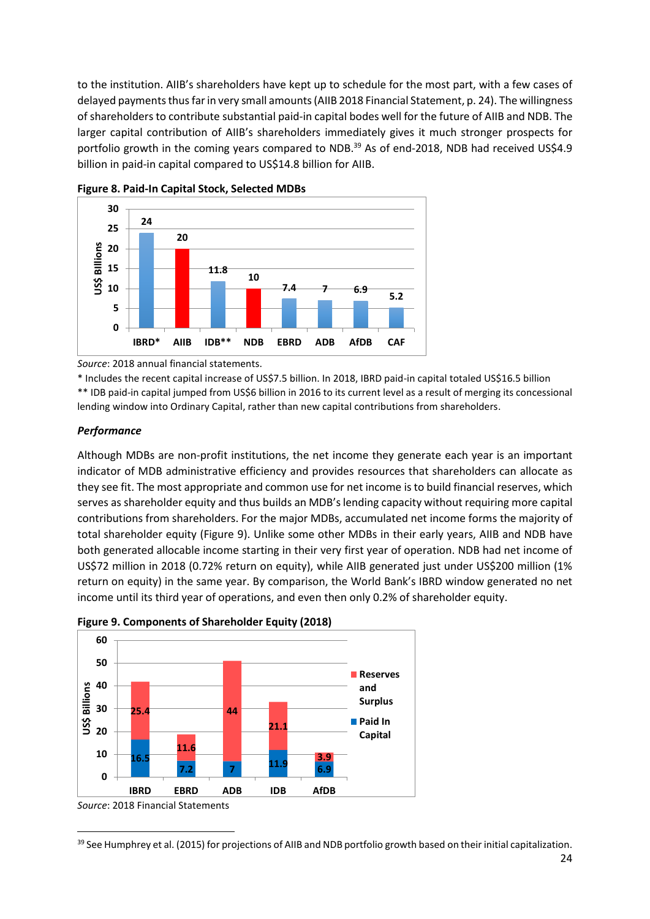to the institution. AIIB's shareholders have kept up to schedule for the most part, with a few cases of delayed payments thus far in very small amounts (AIIB 2018 Financial Statement, p. 24). The willingness of shareholders to contribute substantial paid-in capital bodes well for the future of AIIB and NDB. The larger capital contribution of AIIB's shareholders immediately gives it much stronger prospects for portfolio growth in the coming years compared to NDB.[39] As of end-2018, NDB had received US$4.9 billion in paid-in capital compared to US$14.8 billion for AIIB.

**Figure 8. Paid-In Capital Stock, Selected MDBs**

| | IBRD* | AIIB | IDB** | NDB | EBRD | ADB | AfDB | CAF |
|---|---|---|---|---|---|---|---|---|
| US$ Billions | 24 | 20 | 11.8 | 10 | 7.4 | 7 | 6.9 | 5.2 |

*Source*: 2018 annual financial statements.

\* Includes the recent capital increase of US$7.5 billion. In 2018, IBRD paid-in capital totaled US$16.5 billion

** IDB paid-in capital jumped from US$6 billion in 2016 to its current level as a result of merging its concessional lending window into Ordinary Capital, rather than new capital contributions from shareholders.

### *Performance*

Although MDBs are non-profit institutions, the net income they generate each year is an important indicator of MDB administrative efficiency and provides resources that shareholders can allocate as they see fit. The most appropriate and common use for net income is to build financial reserves, which serves as shareholder equity and thus builds an MDB's lending capacity without requiring more capital contributions from shareholders. For the major MDBs, accumulated net income forms the majority of total shareholder equity (Figure 9). Unlike some other MDBs in their early years, AIIB and NDB have both generated allocable income starting in their very first year of operation. NDB had net income of US$72 million in 2018 (0.72% return on equity), while AIIB generated just under US$200 million (1% return on equity) in the same year. By comparison, the World Bank's IBRD window generated no net income until its third year of operations, and even then only 0.2% of shareholder equity.

**Figure 9. Components of Shareholder Equity (2018)**

| US$ Billions | IBRD | EBRD | ADB | IDB | AfDB |
|---|---|---|---|---|---|
| Reserves and Surplus | 25.4 | 11.6 | 44 | 21.1 | 3.9 |
| Paid In Capital | 16.5 | 7.2 | 7 | 11.9 | 6.9 |

*Source*: 2018 Financial Statements

[39] See Humphrey et al. (2015) for projections of AIIB and NDB portfolio growth based on their initial capitalization.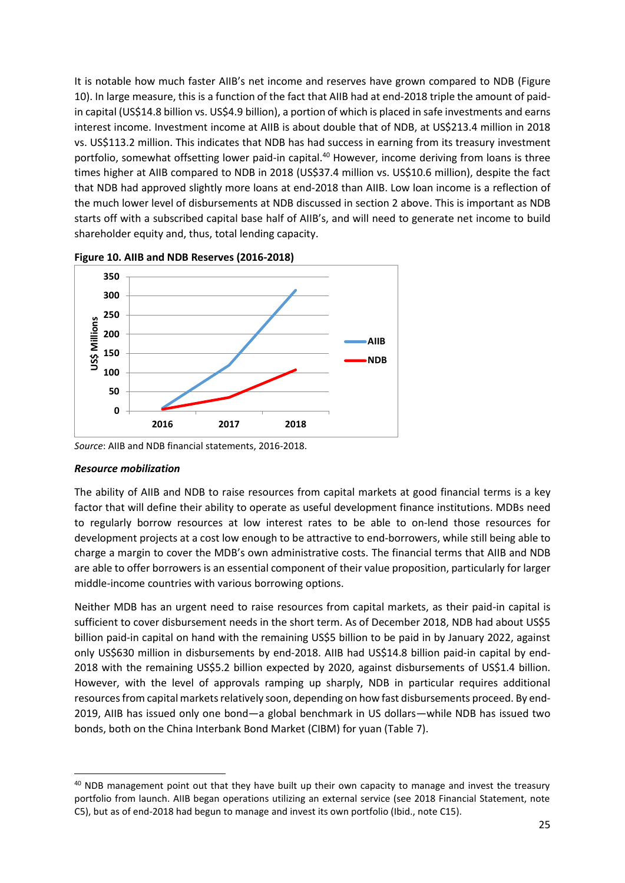It is notable how much faster AIIB's net income and reserves have grown compared to NDB (Figure 10). In large measure, this is a function of the fact that AIIB had at end-2018 triple the amount of paid-in capital (US$14.8 billion vs. US$4.9 billion), a portion of which is placed in safe investments and earns interest income. Investment income at AIIB is about double that of NDB, at US$213.4 million in 2018 vs. US$113.2 million. This indicates that NDB has had success in earning from its treasury investment portfolio, somewhat offsetting lower paid-in capital.[40] However, income deriving from loans is three times higher at AIIB compared to NDB in 2018 (US$37.4 million vs. US$10.6 million), despite the fact that NDB had approved slightly more loans at end-2018 than AIIB. Low loan income is a reflection of the much lower level of disbursements at NDB discussed in section 2 above. This is important as NDB starts off with a subscribed capital base half of AIIB's, and will need to generate net income to build shareholder equity and, thus, total lending capacity.

**Figure 10. AIIB and NDB Reserves (2016-2018)**

*Source*: AIIB and NDB financial statements, 2016-2018.

***Resource mobilization***

The ability of AIIB and NDB to raise resources from capital markets at good financial terms is a key factor that will define their ability to operate as useful development finance institutions. MDBs need to regularly borrow resources at low interest rates to be able to on-lend those resources for development projects at a cost low enough to be attractive to end-borrowers, while still being able to charge a margin to cover the MDB's own administrative costs. The financial terms that AIIB and NDB are able to offer borrowers is an essential component of their value proposition, particularly for larger middle-income countries with various borrowing options.

Neither MDB has an urgent need to raise resources from capital markets, as their paid-in capital is sufficient to cover disbursement needs in the short term. As of December 2018, NDB had about US$5 billion paid-in capital on hand with the remaining US$5 billion to be paid in by January 2022, against only US$630 million in disbursements by end-2018. AIIB had US$14.8 billion paid-in capital by end-2018 with the remaining US$5.2 billion expected by 2020, against disbursements of US$1.4 billion. However, with the level of approvals ramping up sharply, NDB in particular requires additional resources from capital markets relatively soon, depending on how fast disbursements proceed. By end-2019, AIIB has issued only one bond—a global benchmark in US dollars—while NDB has issued two bonds, both on the China Interbank Bond Market (CIBM) for yuan (Table 7).

[40] NDB management point out that they have built up their own capacity to manage and invest the treasury portfolio from launch. AIIB began operations utilizing an external service (see 2018 Financial Statement, note C5), but as of end-2018 had begun to manage and invest its own portfolio (Ibid., note C15).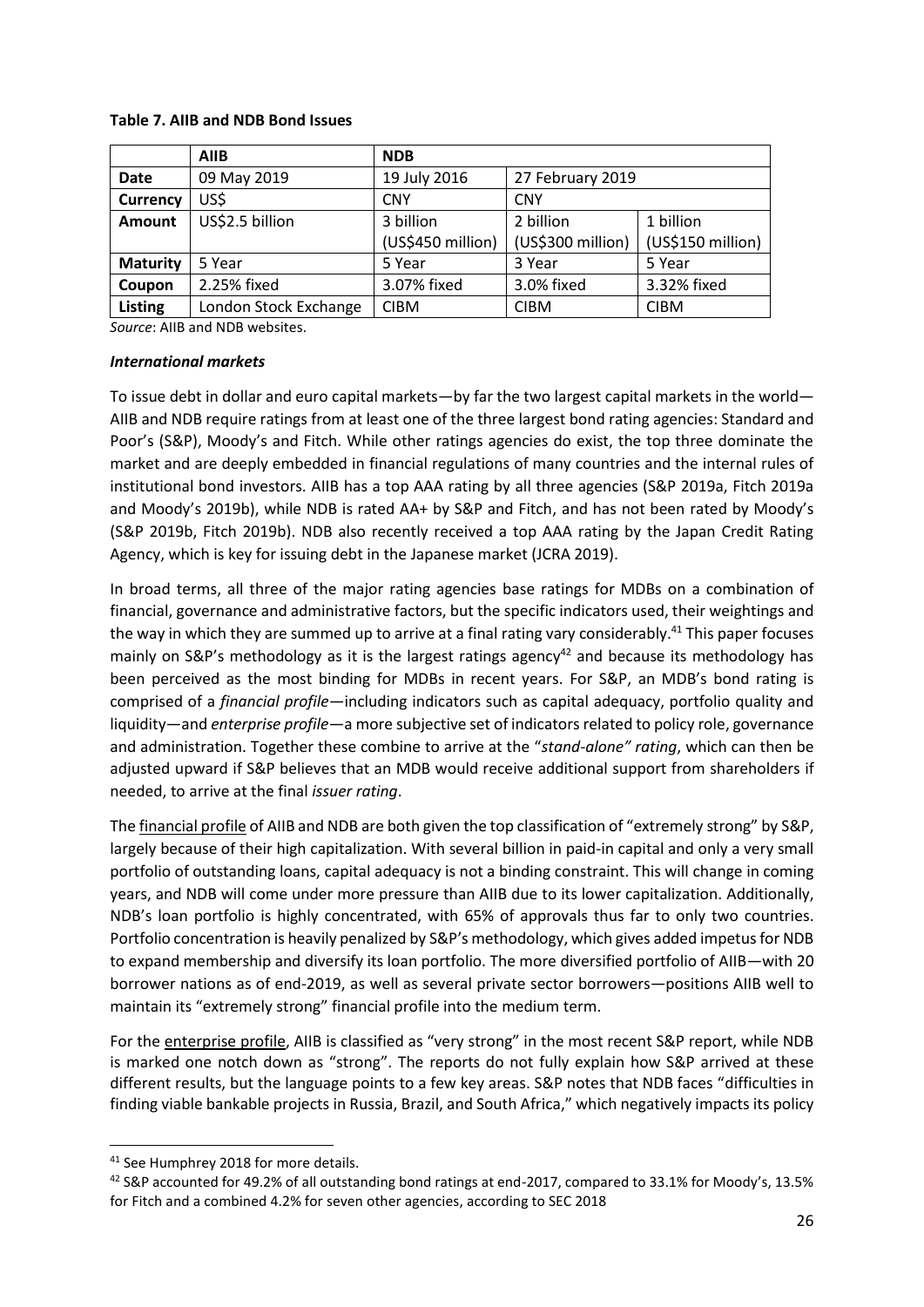**Table 7. AIIB and NDB Bond Issues**

| | AIIB | NDB | | |
|---|---|---|---|---|
| **Date** | 09 May 2019 | 19 July 2016 | 27 February 2019 | |
| **Currency** | US$ | CNY | CNY | |
| **Amount** | US$2.5 billion | 3 billion (US$450 million) | 2 billion (US$300 million) | 1 billion (US$150 million) |
| **Maturity** | 5 Year | 5 Year | 3 Year | 5 Year |
| **Coupon** | 2.25% fixed | 3.07% fixed | 3.0% fixed | 3.32% fixed |
| **Listing** | London Stock Exchange | CIBM | CIBM | CIBM |

*Source*: AIIB and NDB websites.

***International markets***

To issue debt in dollar and euro capital markets—by far the two largest capital markets in the world—AIIB and NDB require ratings from at least one of the three largest bond rating agencies: Standard and Poor's (S&P), Moody's and Fitch. While other ratings agencies do exist, the top three dominate the market and are deeply embedded in financial regulations of many countries and the internal rules of institutional bond investors. AIIB has a top AAA rating by all three agencies (S&P 2019a, Fitch 2019a and Moody's 2019b), while NDB is rated AA+ by S&P and Fitch, and has not been rated by Moody's (S&P 2019b, Fitch 2019b). NDB also recently received a top AAA rating by the Japan Credit Rating Agency, which is key for issuing debt in the Japanese market (JCRA 2019).

In broad terms, all three of the major rating agencies base ratings for MDBs on a combination of financial, governance and administrative factors, but the specific indicators used, their weightings and the way in which they are summed up to arrive at a final rating vary considerably.[41] This paper focuses mainly on S&P's methodology as it is the largest ratings agency[42] and because its methodology has been perceived as the most binding for MDBs in recent years. For S&P, an MDB's bond rating is comprised of a *financial profile*—including indicators such as capital adequacy, portfolio quality and liquidity—and *enterprise profile*—a more subjective set of indicators related to policy role, governance and administration. Together these combine to arrive at the "*stand-alone" rating*, which can then be adjusted upward if S&P believes that an MDB would receive additional support from shareholders if needed, to arrive at the final *issuer rating*.

The financial profile of AIIB and NDB are both given the top classification of "extremely strong" by S&P, largely because of their high capitalization. With several billion in paid-in capital and only a very small portfolio of outstanding loans, capital adequacy is not a binding constraint. This will change in coming years, and NDB will come under more pressure than AIIB due to its lower capitalization. Additionally, NDB's loan portfolio is highly concentrated, with 65% of approvals thus far to only two countries. Portfolio concentration is heavily penalized by S&P's methodology, which gives added impetus for NDB to expand membership and diversify its loan portfolio. The more diversified portfolio of AIIB—with 20 borrower nations as of end-2019, as well as several private sector borrowers—positions AIIB well to maintain its "extremely strong" financial profile into the medium term.

For the enterprise profile, AIIB is classified as "very strong" in the most recent S&P report, while NDB is marked one notch down as "strong". The reports do not fully explain how S&P arrived at these different results, but the language points to a few key areas. S&P notes that NDB faces "difficulties in finding viable bankable projects in Russia, Brazil, and South Africa," which negatively impacts its policy

[41] See Humphrey 2018 for more details.

[42] S&P accounted for 49.2% of all outstanding bond ratings at end-2017, compared to 33.1% for Moody's, 13.5% for Fitch and a combined 4.2% for seven other agencies, according to SEC 2018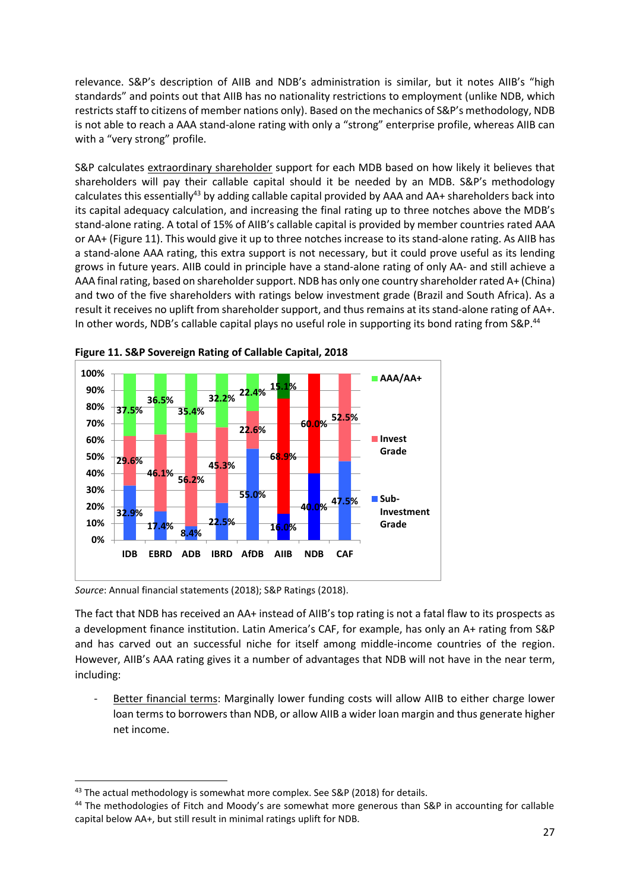relevance. S&P's description of AIIB and NDB's administration is similar, but it notes AIIB's "high standards" and points out that AIIB has no nationality restrictions to employment (unlike NDB, which restricts staff to citizens of member nations only). Based on the mechanics of S&P's methodology, NDB is not able to reach a AAA stand-alone rating with only a "strong" enterprise profile, whereas AIIB can with a "very strong" profile.

S&P calculates extraordinary shareholder support for each MDB based on how likely it believes that shareholders will pay their callable capital should it be needed by an MDB. S&P's methodology calculates this essentially[43] by adding callable capital provided by AAA and AA+ shareholders back into its capital adequacy calculation, and increasing the final rating up to three notches above the MDB's stand-alone rating. A total of 15% of AIIB's callable capital is provided by member countries rated AAA or AA+ (Figure 11). This would give it up to three notches increase to its stand-alone rating. As AIIB has a stand-alone AAA rating, this extra support is not necessary, but it could prove useful as its lending grows in future years. AIIB could in principle have a stand-alone rating of only AA- and still achieve a AAA final rating, based on shareholder support. NDB has only one country shareholder rated A+ (China) and two of the five shareholders with ratings below investment grade (Brazil and South Africa). As a result it receives no uplift from shareholder support, and thus remains at its stand-alone rating of AA+. In other words, NDB's callable capital plays no useful role in supporting its bond rating from S&P.[44]

**Figure 11. S&P Sovereign Rating of Callable Capital, 2018**

| | IDB | EBRD | ADB | IBRD | AfDB | AIIB | NDB | CAF |
|---|---|---|---|---|---|---|---|---|
| AAA/AA+ | 37.5% | 36.5% | 35.4% | 32.2% | 22.4% | 15.1% | | |
| Invest Grade | 29.6% | 46.1% | 56.2% | 45.3% | 22.6% | 68.9% | 60.0% | 52.5% |
| Sub-Investment Grade | 32.9% | 17.4% | 8.4% | 22.5% | 55.0% | 16.0% | 40.0% | 47.5% |

*Source*: Annual financial statements (2018); S&P Ratings (2018).

The fact that NDB has received an AA+ instead of AIIB's top rating is not a fatal flaw to its prospects as a development finance institution. Latin America's CAF, for example, has only an A+ rating from S&P and has carved out an successful niche for itself among middle-income countries of the region. However, AIIB's AAA rating gives it a number of advantages that NDB will not have in the near term, including:

- Better financial terms: Marginally lower funding costs will allow AIIB to either charge lower loan terms to borrowers than NDB, or allow AIIB a wider loan margin and thus generate higher net income.

[43] The actual methodology is somewhat more complex. See S&P (2018) for details.

[44] The methodologies of Fitch and Moody's are somewhat more generous than S&P in accounting for callable capital below AA+, but still result in minimal ratings uplift for NDB.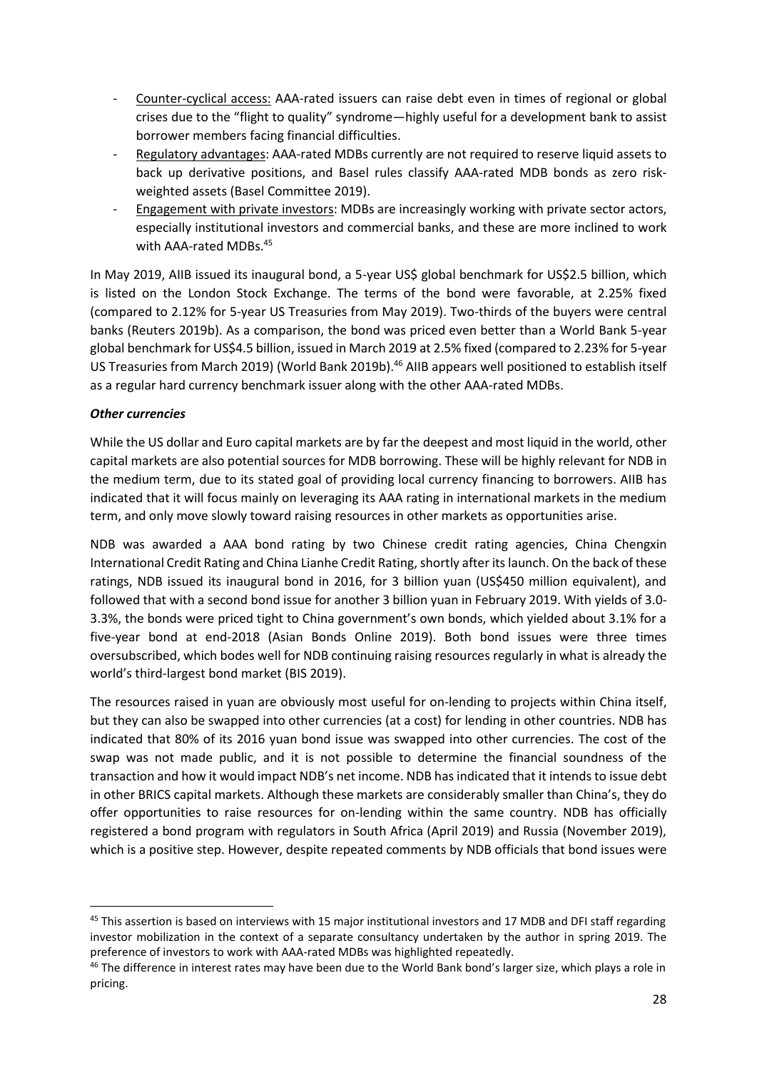- Counter-cyclical access: AAA-rated issuers can raise debt even in times of regional or global crises due to the "flight to quality" syndrome—highly useful for a development bank to assist borrower members facing financial difficulties.
- Regulatory advantages: AAA-rated MDBs currently are not required to reserve liquid assets to back up derivative positions, and Basel rules classify AAA-rated MDB bonds as zero risk-weighted assets (Basel Committee 2019).
- Engagement with private investors: MDBs are increasingly working with private sector actors, especially institutional investors and commercial banks, and these are more inclined to work with AAA-rated MDBs.[45]

In May 2019, AIIB issued its inaugural bond, a 5-year US$ global benchmark for US$2.5 billion, which is listed on the London Stock Exchange. The terms of the bond were favorable, at 2.25% fixed (compared to 2.12% for 5-year US Treasuries from May 2019). Two-thirds of the buyers were central banks (Reuters 2019b). As a comparison, the bond was priced even better than a World Bank 5-year global benchmark for US$4.5 billion, issued in March 2019 at 2.5% fixed (compared to 2.23% for 5-year US Treasuries from March 2019) (World Bank 2019b).[46] AIIB appears well positioned to establish itself as a regular hard currency benchmark issuer along with the other AAA-rated MDBs.

***Other currencies***

While the US dollar and Euro capital markets are by far the deepest and most liquid in the world, other capital markets are also potential sources for MDB borrowing. These will be highly relevant for NDB in the medium term, due to its stated goal of providing local currency financing to borrowers. AIIB has indicated that it will focus mainly on leveraging its AAA rating in international markets in the medium term, and only move slowly toward raising resources in other markets as opportunities arise.

NDB was awarded a AAA bond rating by two Chinese credit rating agencies, China Chengxin International Credit Rating and China Lianhe Credit Rating, shortly after its launch. On the back of these ratings, NDB issued its inaugural bond in 2016, for 3 billion yuan (US$450 million equivalent), and followed that with a second bond issue for another 3 billion yuan in February 2019. With yields of 3.0-3.3%, the bonds were priced tight to China government's own bonds, which yielded about 3.1% for a five-year bond at end-2018 (Asian Bonds Online 2019). Both bond issues were three times oversubscribed, which bodes well for NDB continuing raising resources regularly in what is already the world's third-largest bond market (BIS 2019).

The resources raised in yuan are obviously most useful for on-lending to projects within China itself, but they can also be swapped into other currencies (at a cost) for lending in other countries. NDB has indicated that 80% of its 2016 yuan bond issue was swapped into other currencies. The cost of the swap was not made public, and it is not possible to determine the financial soundness of the transaction and how it would impact NDB's net income. NDB has indicated that it intends to issue debt in other BRICS capital markets. Although these markets are considerably smaller than China's, they do offer opportunities to raise resources for on-lending within the same country. NDB has officially registered a bond program with regulators in South Africa (April 2019) and Russia (November 2019), which is a positive step. However, despite repeated comments by NDB officials that bond issues were

[45] This assertion is based on interviews with 15 major institutional investors and 17 MDB and DFI staff regarding investor mobilization in the context of a separate consultancy undertaken by the author in spring 2019. The preference of investors to work with AAA-rated MDBs was highlighted repeatedly.

[46] The difference in interest rates may have been due to the World Bank bond's larger size, which plays a role in pricing.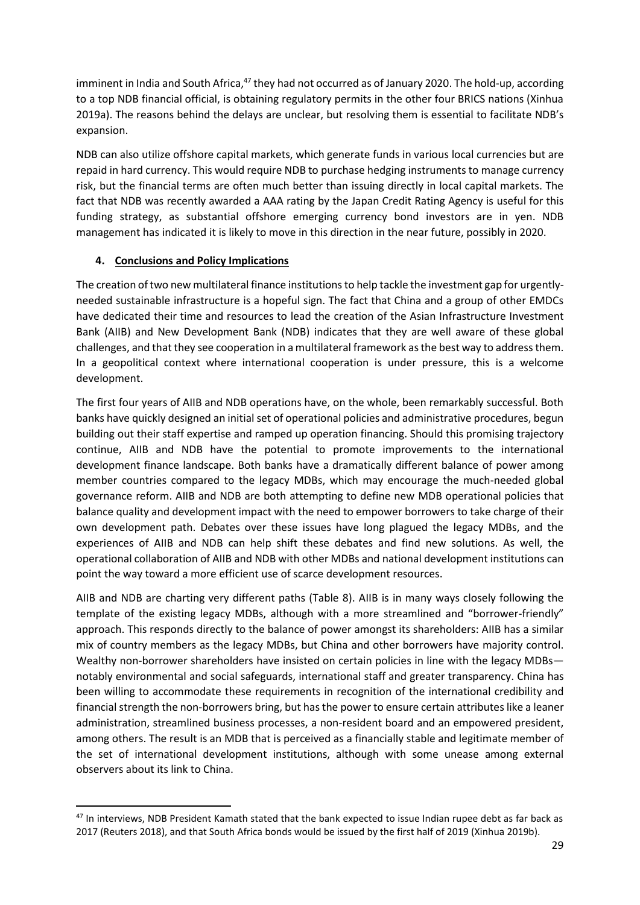imminent in India and South Africa,[47] they had not occurred as of January 2020. The hold-up, according to a top NDB financial official, is obtaining regulatory permits in the other four BRICS nations (Xinhua 2019a). The reasons behind the delays are unclear, but resolving them is essential to facilitate NDB's expansion.

NDB can also utilize offshore capital markets, which generate funds in various local currencies but are repaid in hard currency. This would require NDB to purchase hedging instruments to manage currency risk, but the financial terms are often much better than issuing directly in local capital markets. The fact that NDB was recently awarded a AAA rating by the Japan Credit Rating Agency is useful for this funding strategy, as substantial offshore emerging currency bond investors are in yen. NDB management has indicated it is likely to move in this direction in the near future, possibly in 2020.

## 4. Conclusions and Policy Implications

The creation of two new multilateral finance institutions to help tackle the investment gap for urgently-needed sustainable infrastructure is a hopeful sign. The fact that China and a group of other EMDCs have dedicated their time and resources to lead the creation of the Asian Infrastructure Investment Bank (AIIB) and New Development Bank (NDB) indicates that they are well aware of these global challenges, and that they see cooperation in a multilateral framework as the best way to address them. In a geopolitical context where international cooperation is under pressure, this is a welcome development.

The first four years of AIIB and NDB operations have, on the whole, been remarkably successful. Both banks have quickly designed an initial set of operational policies and administrative procedures, begun building out their staff expertise and ramped up operation financing. Should this promising trajectory continue, AIIB and NDB have the potential to promote improvements to the international development finance landscape. Both banks have a dramatically different balance of power among member countries compared to the legacy MDBs, which may encourage the much-needed global governance reform. AIIB and NDB are both attempting to define new MDB operational policies that balance quality and development impact with the need to empower borrowers to take charge of their own development path. Debates over these issues have long plagued the legacy MDBs, and the experiences of AIIB and NDB can help shift these debates and find new solutions. As well, the operational collaboration of AIIB and NDB with other MDBs and national development institutions can point the way toward a more efficient use of scarce development resources.

AIIB and NDB are charting very different paths (Table 8). AIIB is in many ways closely following the template of the existing legacy MDBs, although with a more streamlined and "borrower-friendly" approach. This responds directly to the balance of power amongst its shareholders: AIIB has a similar mix of country members as the legacy MDBs, but China and other borrowers have majority control. Wealthy non-borrower shareholders have insisted on certain policies in line with the legacy MDBs—notably environmental and social safeguards, international staff and greater transparency. China has been willing to accommodate these requirements in recognition of the international credibility and financial strength the non-borrowers bring, but has the power to ensure certain attributes like a leaner administration, streamlined business processes, a non-resident board and an empowered president, among others. The result is an MDB that is perceived as a financially stable and legitimate member of the set of international development institutions, although with some unease among external observers about its link to China.

[47] In interviews, NDB President Kamath stated that the bank expected to issue Indian rupee debt as far back as 2017 (Reuters 2018), and that South Africa bonds would be issued by the first half of 2019 (Xinhua 2019b).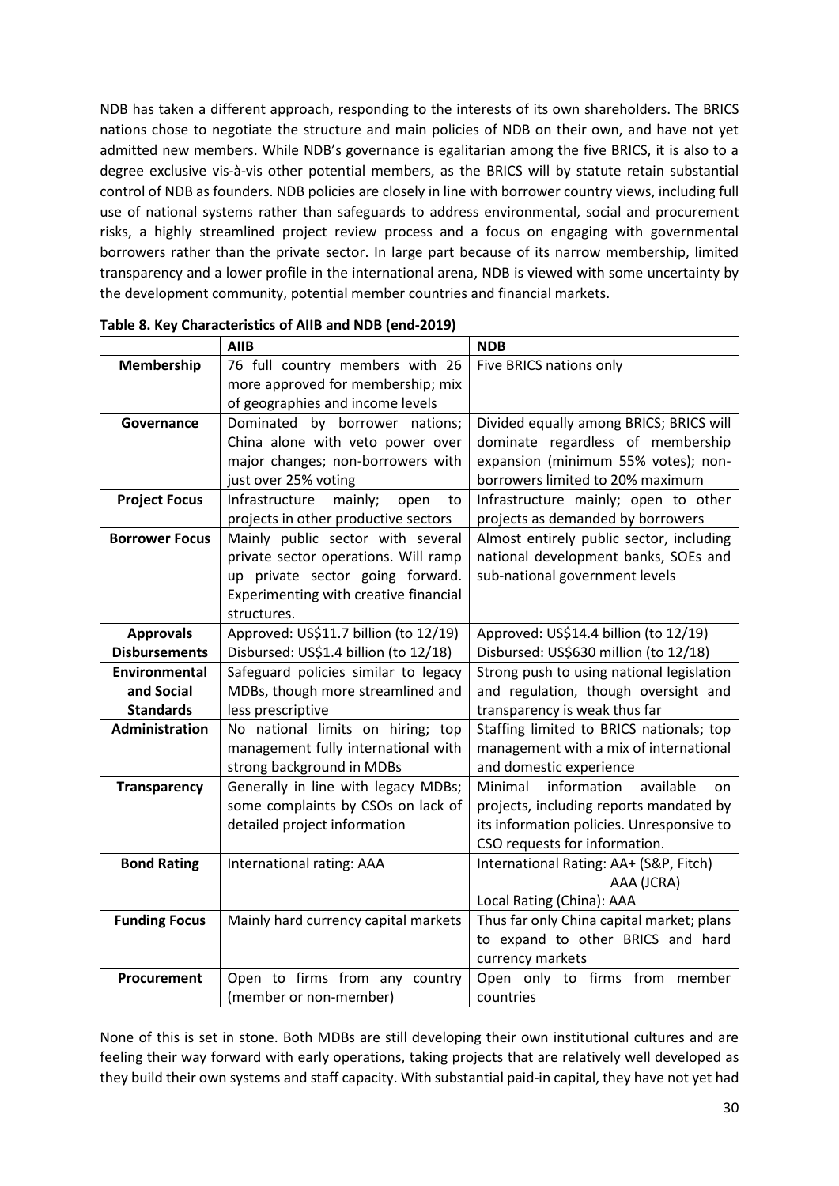NDB has taken a different approach, responding to the interests of its own shareholders. The BRICS nations chose to negotiate the structure and main policies of NDB on their own, and have not yet admitted new members. While NDB's governance is egalitarian among the five BRICS, it is also to a degree exclusive vis-à-vis other potential members, as the BRICS will by statute retain substantial control of NDB as founders. NDB policies are closely in line with borrower country views, including full use of national systems rather than safeguards to address environmental, social and procurement risks, a highly streamlined project review process and a focus on engaging with governmental borrowers rather than the private sector. In large part because of its narrow membership, limited transparency and a lower profile in the international arena, NDB is viewed with some uncertainty by the development community, potential member countries and financial markets.

**Table 8. Key Characteristics of AIIB and NDB (end-2019)**

| | **AIIB** | **NDB** |
|---|---|---|
| **Membership** | 76 full country members with 26 more approved for membership; mix of geographies and income levels | Five BRICS nations only |
| **Governance** | Dominated by borrower nations; China alone with veto power over major changes; non-borrowers with just over 25% voting | Divided equally among BRICS; BRICS will dominate regardless of membership expansion (minimum 55% votes); non-borrowers limited to 20% maximum |
| **Project Focus** | Infrastructure mainly; open to projects in other productive sectors | Infrastructure mainly; open to other projects as demanded by borrowers |
| **Borrower Focus** | Mainly public sector with several private sector operations. Will ramp up private sector going forward. Experimenting with creative financial structures. | Almost entirely public sector, including national development banks, SOEs and sub-national government levels |
| **Approvals Disbursements** | Approved: US$11.7 billion (to 12/19) Disbursed: US$1.4 billion (to 12/18) | Approved: US$14.4 billion (to 12/19) Disbursed: US$630 million (to 12/18) |
| **Environmental and Social Standards** | Safeguard policies similar to legacy MDBs, though more streamlined and less prescriptive | Strong push to using national legislation and regulation, though oversight and transparency is weak thus far |
| **Administration** | No national limits on hiring; top management fully international with strong background in MDBs | Staffing limited to BRICS nationals; top management with a mix of international and domestic experience |
| **Transparency** | Generally in line with legacy MDBs; some complaints by CSOs on lack of detailed project information | Minimal information available on projects, including reports mandated by its information policies. Unresponsive to CSO requests for information. |
| **Bond Rating** | International rating: AAA | International Rating: AA+ (S&P, Fitch) AAA (JCRA) Local Rating (China): AAA |
| **Funding Focus** | Mainly hard currency capital markets | Thus far only China capital market; plans to expand to other BRICS and hard currency markets |
| **Procurement** | Open to firms from any country (member or non-member) | Open only to firms from member countries |

None of this is set in stone. Both MDBs are still developing their own institutional cultures and are feeling their way forward with early operations, taking projects that are relatively well developed as they build their own systems and staff capacity. With substantial paid-in capital, they have not yet had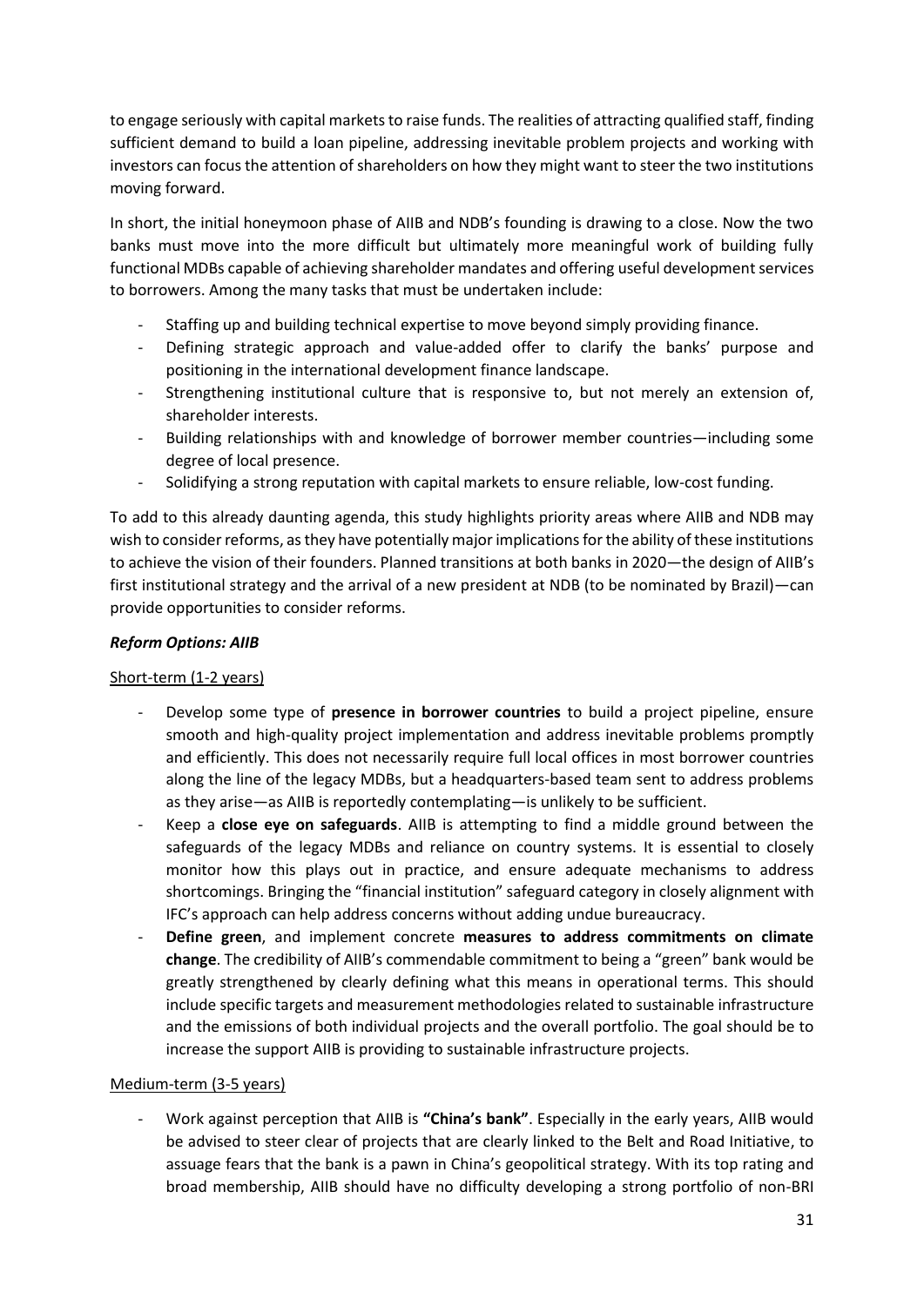to engage seriously with capital markets to raise funds. The realities of attracting qualified staff, finding sufficient demand to build a loan pipeline, addressing inevitable problem projects and working with investors can focus the attention of shareholders on how they might want to steer the two institutions moving forward.

In short, the initial honeymoon phase of AIIB and NDB's founding is drawing to a close. Now the two banks must move into the more difficult but ultimately more meaningful work of building fully functional MDBs capable of achieving shareholder mandates and offering useful development services to borrowers. Among the many tasks that must be undertaken include:

- Staffing up and building technical expertise to move beyond simply providing finance.
- Defining strategic approach and value-added offer to clarify the banks' purpose and positioning in the international development finance landscape.
- Strengthening institutional culture that is responsive to, but not merely an extension of, shareholder interests.
- Building relationships with and knowledge of borrower member countries—including some degree of local presence.
- Solidifying a strong reputation with capital markets to ensure reliable, low-cost funding.

To add to this already daunting agenda, this study highlights priority areas where AIIB and NDB may wish to consider reforms, as they have potentially major implications for the ability of these institutions to achieve the vision of their founders. Planned transitions at both banks in 2020—the design of AIIB's first institutional strategy and the arrival of a new president at NDB (to be nominated by Brazil)—can provide opportunities to consider reforms.

### *Reform Options: AIIB*

Short-term (1-2 years)

- Develop some type of **presence in borrower countries** to build a project pipeline, ensure smooth and high-quality project implementation and address inevitable problems promptly and efficiently. This does not necessarily require full local offices in most borrower countries along the line of the legacy MDBs, but a headquarters-based team sent to address problems as they arise—as AIIB is reportedly contemplating—is unlikely to be sufficient.
- Keep a **close eye on safeguards**. AIIB is attempting to find a middle ground between the safeguards of the legacy MDBs and reliance on country systems. It is essential to closely monitor how this plays out in practice, and ensure adequate mechanisms to address shortcomings. Bringing the "financial institution" safeguard category in closely alignment with IFC's approach can help address concerns without adding undue bureaucracy.
- **Define green**, and implement concrete **measures to address commitments on climate change**. The credibility of AIIB's commendable commitment to being a "green" bank would be greatly strengthened by clearly defining what this means in operational terms. This should include specific targets and measurement methodologies related to sustainable infrastructure and the emissions of both individual projects and the overall portfolio. The goal should be to increase the support AIIB is providing to sustainable infrastructure projects.

Medium-term (3-5 years)

- Work against perception that AIIB is **"China's bank"**. Especially in the early years, AIIB would be advised to steer clear of projects that are clearly linked to the Belt and Road Initiative, to assuage fears that the bank is a pawn in China's geopolitical strategy. With its top rating and broad membership, AIIB should have no difficulty developing a strong portfolio of non-BRI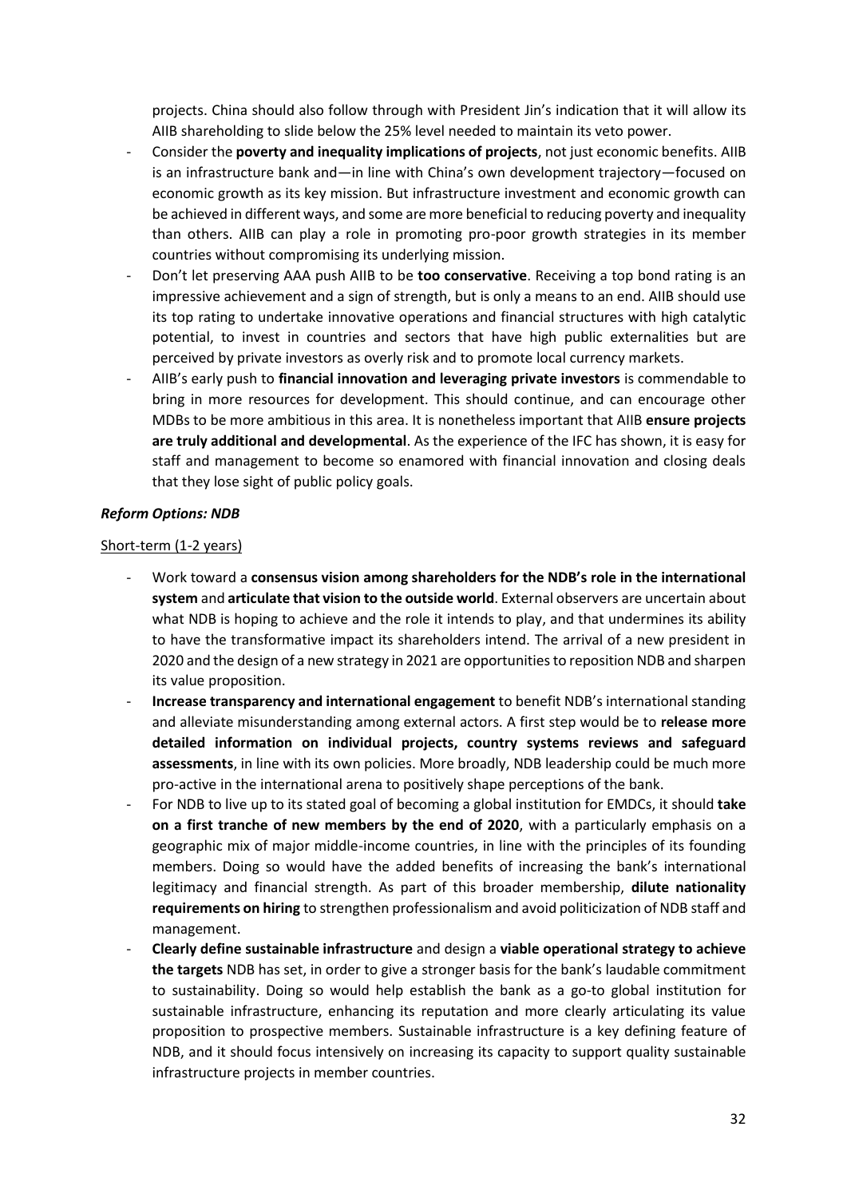projects. China should also follow through with President Jin's indication that it will allow its AIIB shareholding to slide below the 25% level needed to maintain its veto power.

- Consider the **poverty and inequality implications of projects**, not just economic benefits. AIIB is an infrastructure bank and—in line with China's own development trajectory—focused on economic growth as its key mission. But infrastructure investment and economic growth can be achieved in different ways, and some are more beneficial to reducing poverty and inequality than others. AIIB can play a role in promoting pro-poor growth strategies in its member countries without compromising its underlying mission.
- Don't let preserving AAA push AIIB to be **too conservative**. Receiving a top bond rating is an impressive achievement and a sign of strength, but is only a means to an end. AIIB should use its top rating to undertake innovative operations and financial structures with high catalytic potential, to invest in countries and sectors that have high public externalities but are perceived by private investors as overly risk and to promote local currency markets.
- AIIB's early push to **financial innovation and leveraging private investors** is commendable to bring in more resources for development. This should continue, and can encourage other MDBs to be more ambitious in this area. It is nonetheless important that AIIB **ensure projects are truly additional and developmental**. As the experience of the IFC has shown, it is easy for staff and management to become so enamored with financial innovation and closing deals that they lose sight of public policy goals.

### *Reform Options: NDB*

Short-term (1-2 years)

- Work toward a **consensus vision among shareholders for the NDB's role in the international system** and **articulate that vision to the outside world**. External observers are uncertain about what NDB is hoping to achieve and the role it intends to play, and that undermines its ability to have the transformative impact its shareholders intend. The arrival of a new president in 2020 and the design of a new strategy in 2021 are opportunities to reposition NDB and sharpen its value proposition.
- **Increase transparency and international engagement** to benefit NDB's international standing and alleviate misunderstanding among external actors. A first step would be to **release more detailed information on individual projects, country systems reviews and safeguard assessments**, in line with its own policies. More broadly, NDB leadership could be much more pro-active in the international arena to positively shape perceptions of the bank.
- For NDB to live up to its stated goal of becoming a global institution for EMDCs, it should **take on a first tranche of new members by the end of 2020**, with a particularly emphasis on a geographic mix of major middle-income countries, in line with the principles of its founding members. Doing so would have the added benefits of increasing the bank's international legitimacy and financial strength. As part of this broader membership, **dilute nationality requirements on hiring** to strengthen professionalism and avoid politicization of NDB staff and management.
- **Clearly define sustainable infrastructure** and design a **viable operational strategy to achieve the targets** NDB has set, in order to give a stronger basis for the bank's laudable commitment to sustainability. Doing so would help establish the bank as a go-to global institution for sustainable infrastructure, enhancing its reputation and more clearly articulating its value proposition to prospective members. Sustainable infrastructure is a key defining feature of NDB, and it should focus intensively on increasing its capacity to support quality sustainable infrastructure projects in member countries.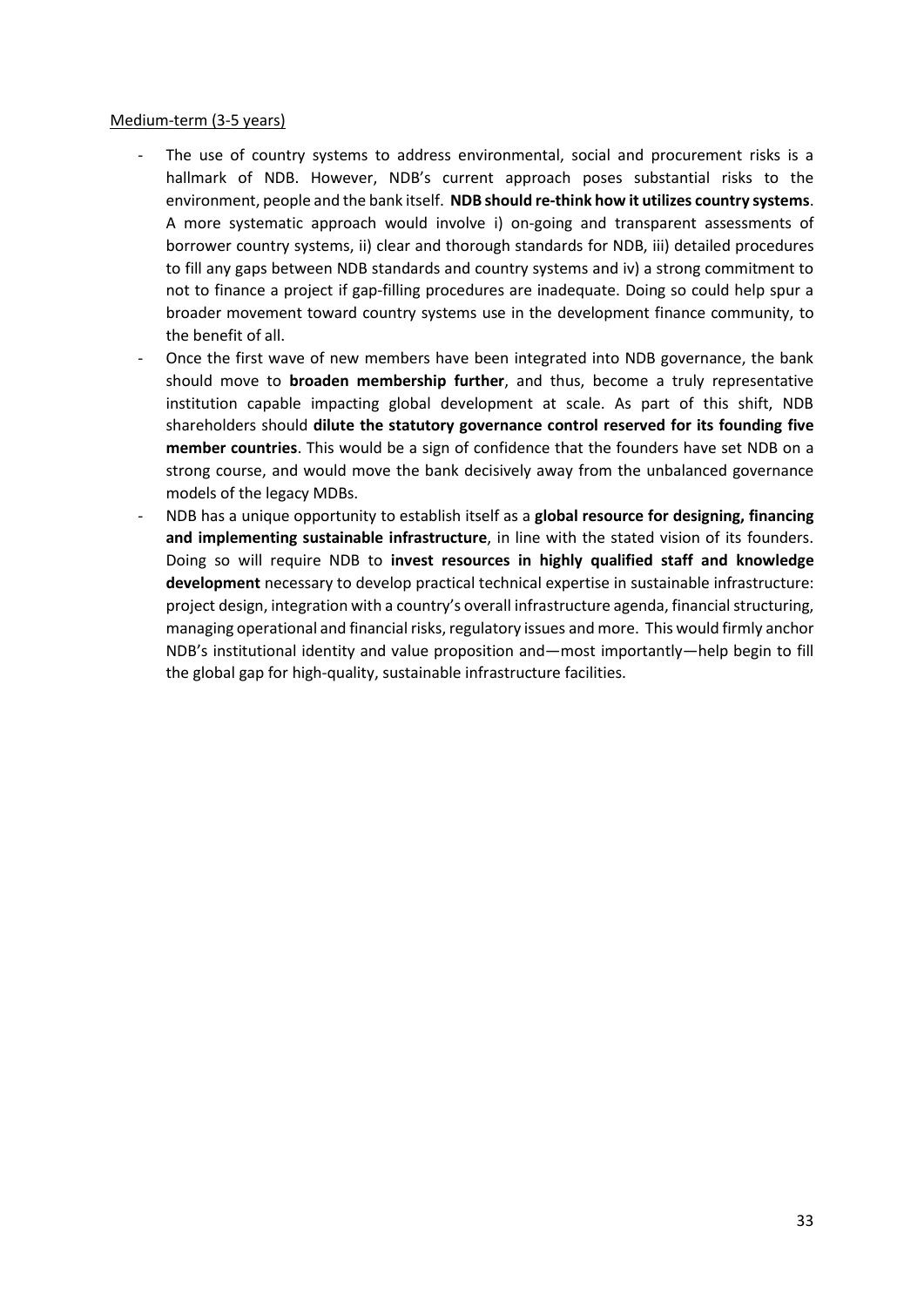Medium-term (3-5 years)

- The use of country systems to address environmental, social and procurement risks is a hallmark of NDB. However, NDB's current approach poses substantial risks to the environment, people and the bank itself. **NDB should re-think how it utilizes country systems**. A more systematic approach would involve i) on-going and transparent assessments of borrower country systems, ii) clear and thorough standards for NDB, iii) detailed procedures to fill any gaps between NDB standards and country systems and iv) a strong commitment to not to finance a project if gap-filling procedures are inadequate. Doing so could help spur a broader movement toward country systems use in the development finance community, to the benefit of all.
- Once the first wave of new members have been integrated into NDB governance, the bank should move to **broaden membership further**, and thus, become a truly representative institution capable impacting global development at scale. As part of this shift, NDB shareholders should **dilute the statutory governance control reserved for its founding five member countries**. This would be a sign of confidence that the founders have set NDB on a strong course, and would move the bank decisively away from the unbalanced governance models of the legacy MDBs.
- NDB has a unique opportunity to establish itself as a **global resource for designing, financing and implementing sustainable infrastructure**, in line with the stated vision of its founders. Doing so will require NDB to **invest resources in highly qualified staff and knowledge development** necessary to develop practical technical expertise in sustainable infrastructure: project design, integration with a country's overall infrastructure agenda, financial structuring, managing operational and financial risks, regulatory issues and more. This would firmly anchor NDB's institutional identity and value proposition and—most importantly—help begin to fill the global gap for high-quality, sustainable infrastructure facilities.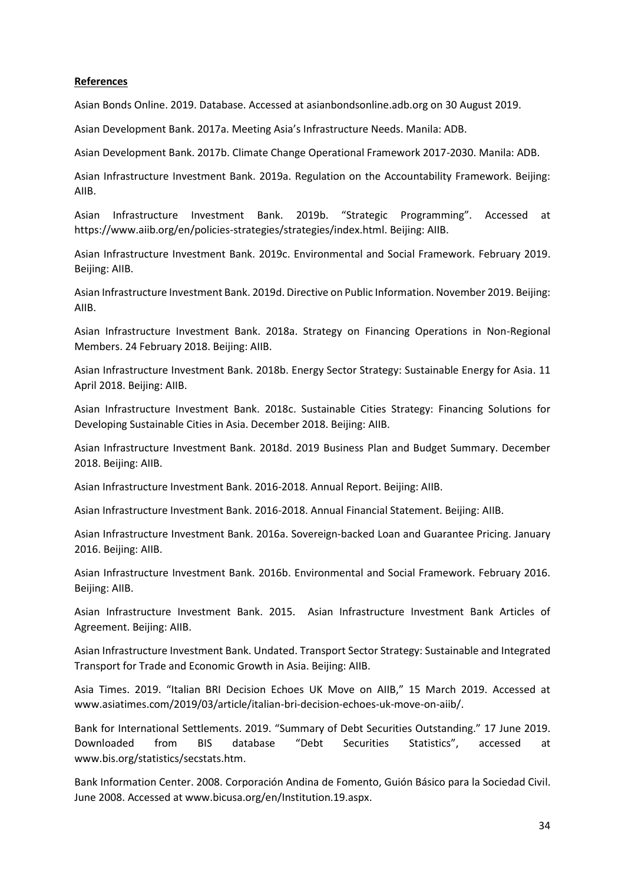**References**

Asian Bonds Online. 2019. Database. Accessed at asianbondsonline.adb.org on 30 August 2019.

Asian Development Bank. 2017a. Meeting Asia's Infrastructure Needs. Manila: ADB.

Asian Development Bank. 2017b. Climate Change Operational Framework 2017-2030. Manila: ADB.

Asian Infrastructure Investment Bank. 2019a. Regulation on the Accountability Framework. Beijing: AIIB.

Asian Infrastructure Investment Bank. 2019b. "Strategic Programming". Accessed at https://www.aiib.org/en/policies-strategies/strategies/index.html. Beijing: AIIB.

Asian Infrastructure Investment Bank. 2019c. Environmental and Social Framework. February 2019. Beijing: AIIB.

Asian Infrastructure Investment Bank. 2019d. Directive on Public Information. November 2019. Beijing: AIIB.

Asian Infrastructure Investment Bank. 2018a. Strategy on Financing Operations in Non-Regional Members. 24 February 2018. Beijing: AIIB.

Asian Infrastructure Investment Bank. 2018b. Energy Sector Strategy: Sustainable Energy for Asia. 11 April 2018. Beijing: AIIB.

Asian Infrastructure Investment Bank. 2018c. Sustainable Cities Strategy: Financing Solutions for Developing Sustainable Cities in Asia. December 2018. Beijing: AIIB.

Asian Infrastructure Investment Bank. 2018d. 2019 Business Plan and Budget Summary. December 2018. Beijing: AIIB.

Asian Infrastructure Investment Bank. 2016-2018. Annual Report. Beijing: AIIB.

Asian Infrastructure Investment Bank. 2016-2018. Annual Financial Statement. Beijing: AIIB.

Asian Infrastructure Investment Bank. 2016a. Sovereign-backed Loan and Guarantee Pricing. January 2016. Beijing: AIIB.

Asian Infrastructure Investment Bank. 2016b. Environmental and Social Framework. February 2016. Beijing: AIIB.

Asian Infrastructure Investment Bank. 2015. Asian Infrastructure Investment Bank Articles of Agreement. Beijing: AIIB.

Asian Infrastructure Investment Bank. Undated. Transport Sector Strategy: Sustainable and Integrated Transport for Trade and Economic Growth in Asia. Beijing: AIIB.

Asia Times. 2019. "Italian BRI Decision Echoes UK Move on AIIB," 15 March 2019. Accessed at www.asiatimes.com/2019/03/article/italian-bri-decision-echoes-uk-move-on-aiib/.

Bank for International Settlements. 2019. "Summary of Debt Securities Outstanding." 17 June 2019. Downloaded from BIS database "Debt Securities Statistics", accessed at www.bis.org/statistics/secstats.htm.

Bank Information Center. 2008. Corporación Andina de Fomento, Guión Básico para la Sociedad Civil. June 2008. Accessed at www.bicusa.org/en/Institution.19.aspx.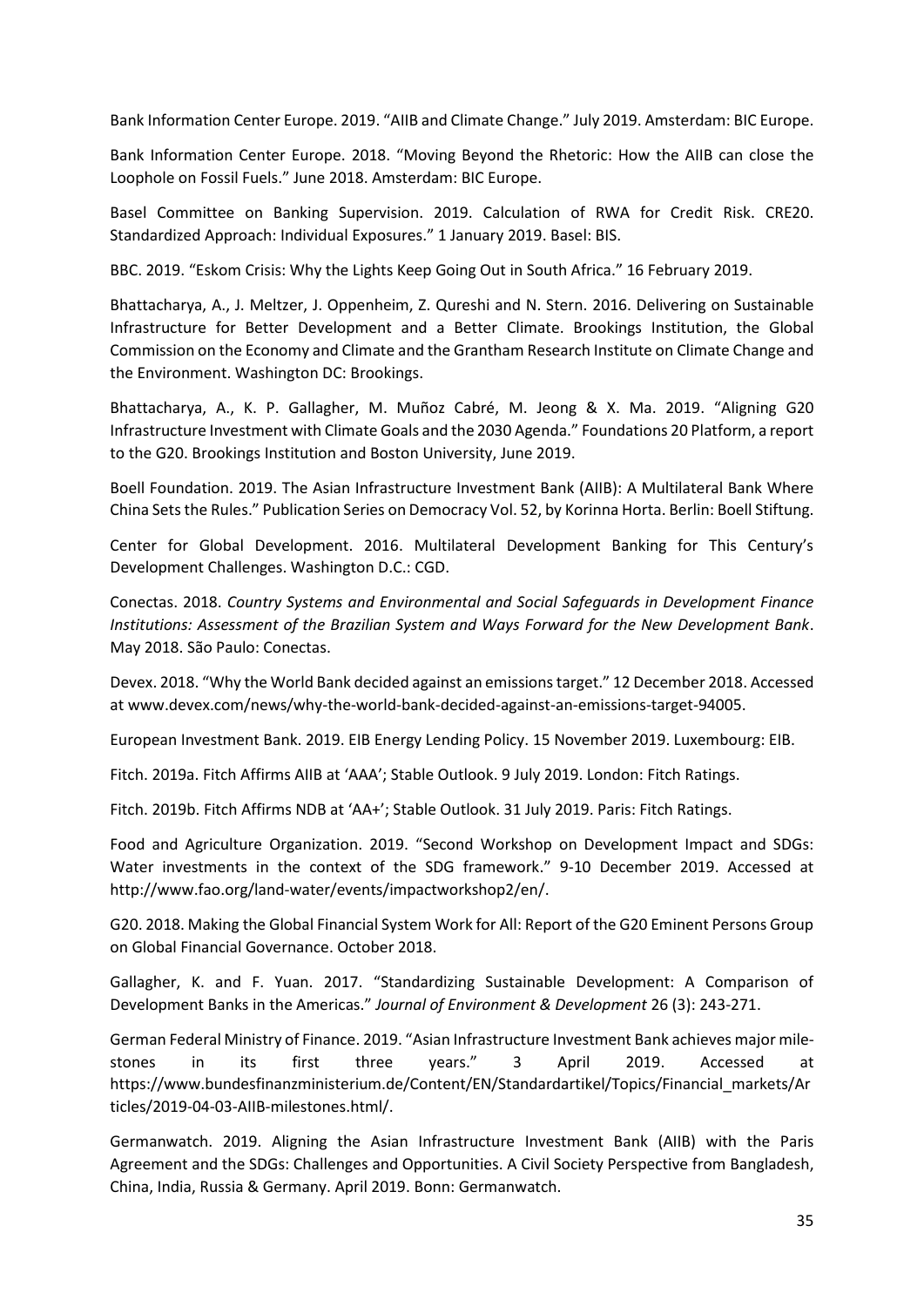Bank Information Center Europe. 2019. "AIIB and Climate Change." July 2019. Amsterdam: BIC Europe.

Bank Information Center Europe. 2018. "Moving Beyond the Rhetoric: How the AIIB can close the Loophole on Fossil Fuels." June 2018. Amsterdam: BIC Europe.

Basel Committee on Banking Supervision. 2019. Calculation of RWA for Credit Risk. CRE20. Standardized Approach: Individual Exposures." 1 January 2019. Basel: BIS.

BBC. 2019. "Eskom Crisis: Why the Lights Keep Going Out in South Africa." 16 February 2019.

Bhattacharya, A., J. Meltzer, J. Oppenheim, Z. Qureshi and N. Stern. 2016. Delivering on Sustainable Infrastructure for Better Development and a Better Climate. Brookings Institution, the Global Commission on the Economy and Climate and the Grantham Research Institute on Climate Change and the Environment. Washington DC: Brookings.

Bhattacharya, A., K. P. Gallagher, M. Muñoz Cabré, M. Jeong & X. Ma. 2019. "Aligning G20 Infrastructure Investment with Climate Goals and the 2030 Agenda." Foundations 20 Platform, a report to the G20. Brookings Institution and Boston University, June 2019.

Boell Foundation. 2019. The Asian Infrastructure Investment Bank (AIIB): A Multilateral Bank Where China Sets the Rules." Publication Series on Democracy Vol. 52, by Korinna Horta. Berlin: Boell Stiftung.

Center for Global Development. 2016. Multilateral Development Banking for This Century's Development Challenges. Washington D.C.: CGD.

Conectas. 2018. *Country Systems and Environmental and Social Safeguards in Development Finance Institutions: Assessment of the Brazilian System and Ways Forward for the New Development Bank*. May 2018. São Paulo: Conectas.

Devex. 2018. "Why the World Bank decided against an emissions target." 12 December 2018. Accessed at www.devex.com/news/why-the-world-bank-decided-against-an-emissions-target-94005.

European Investment Bank. 2019. EIB Energy Lending Policy. 15 November 2019. Luxembourg: EIB.

Fitch. 2019a. Fitch Affirms AIIB at 'AAA'; Stable Outlook. 9 July 2019. London: Fitch Ratings.

Fitch. 2019b. Fitch Affirms NDB at 'AA+'; Stable Outlook. 31 July 2019. Paris: Fitch Ratings.

Food and Agriculture Organization. 2019. "Second Workshop on Development Impact and SDGs: Water investments in the context of the SDG framework." 9-10 December 2019. Accessed at http://www.fao.org/land-water/events/impactworkshop2/en/.

G20. 2018. Making the Global Financial System Work for All: Report of the G20 Eminent Persons Group on Global Financial Governance. October 2018.

Gallagher, K. and F. Yuan. 2017. "Standardizing Sustainable Development: A Comparison of Development Banks in the Americas." *Journal of Environment & Development* 26 (3): 243-271.

German Federal Ministry of Finance. 2019. "Asian Infrastructure Investment Bank achieves major mile-stones in its first three years." 3 April 2019. Accessed at https://www.bundesfinanzministerium.de/Content/EN/Standardartikel/Topics/Financial_markets/Articles/2019-04-03-AIIB-milestones.html/.

Germanwatch. 2019. Aligning the Asian Infrastructure Investment Bank (AIIB) with the Paris Agreement and the SDGs: Challenges and Opportunities. A Civil Society Perspective from Bangladesh, China, India, Russia & Germany. April 2019. Bonn: Germanwatch.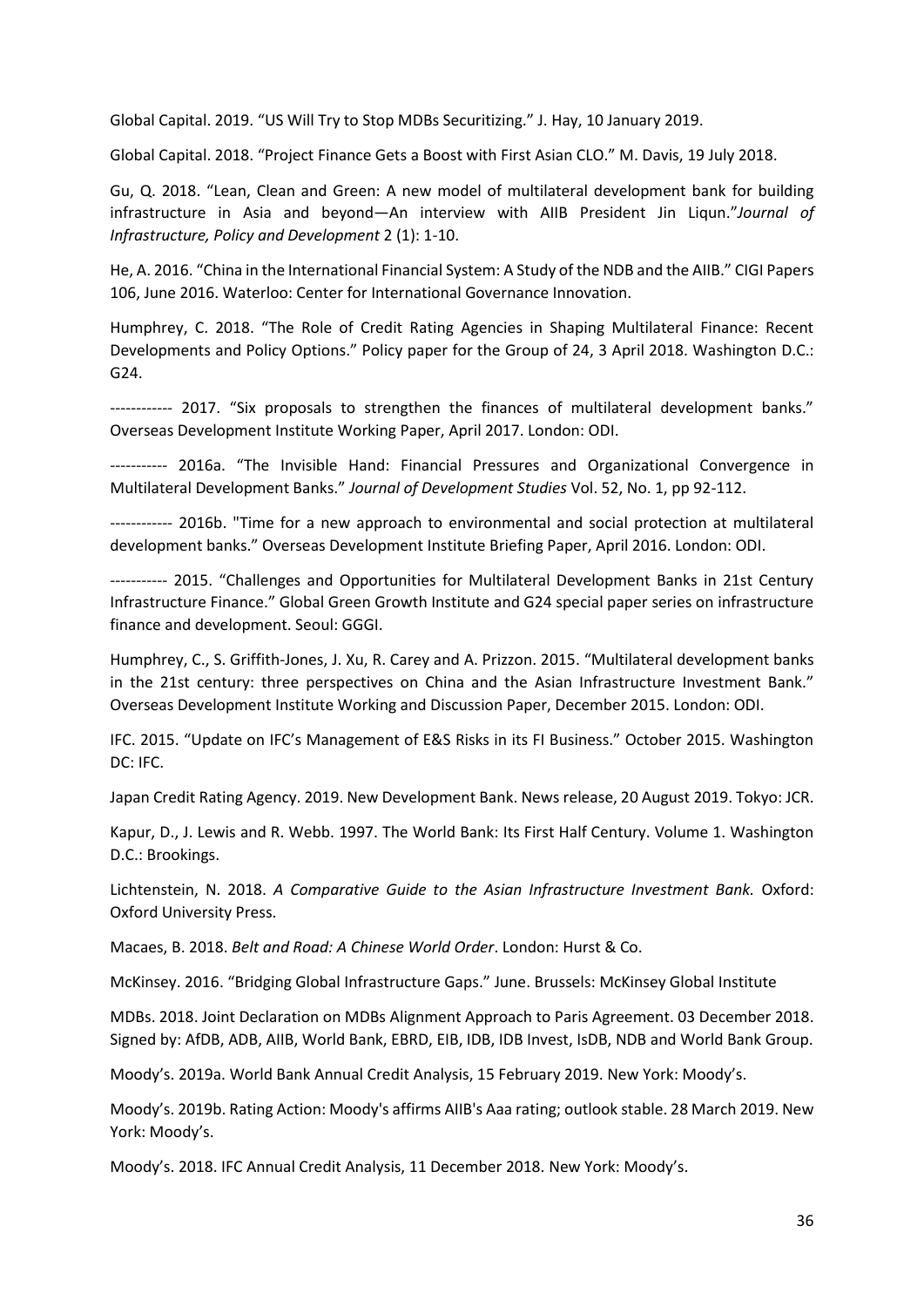Global Capital. 2019. “US Will Try to Stop MDBs Securitizing.” J. Hay, 10 January 2019.

Global Capital. 2018. “Project Finance Gets a Boost with First Asian CLO.” M. Davis, 19 July 2018.

Gu, Q. 2018. “Lean, Clean and Green: A new model of multilateral development bank for building infrastructure in Asia and beyond—An interview with AIIB President Jin Liqun.”*Journal of Infrastructure, Policy and Development* 2 (1): 1-10.

He, A. 2016. “China in the International Financial System: A Study of the NDB and the AIIB.” CIGI Papers 106, June 2016. Waterloo: Center for International Governance Innovation.

Humphrey, C. 2018. “The Role of Credit Rating Agencies in Shaping Multilateral Finance: Recent Developments and Policy Options.” Policy paper for the Group of 24, 3 April 2018. Washington D.C.: G24.

------------ 2017. “Six proposals to strengthen the finances of multilateral development banks.” Overseas Development Institute Working Paper, April 2017. London: ODI.

----------- 2016a. “The Invisible Hand: Financial Pressures and Organizational Convergence in Multilateral Development Banks.” *Journal of Development Studies* Vol. 52, No. 1, pp 92-112.

------------ 2016b. "Time for a new approach to environmental and social protection at multilateral development banks.” Overseas Development Institute Briefing Paper, April 2016. London: ODI.

----------- 2015. “Challenges and Opportunities for Multilateral Development Banks in 21st Century Infrastructure Finance.” Global Green Growth Institute and G24 special paper series on infrastructure finance and development. Seoul: GGGI.

Humphrey, C., S. Griffith-Jones, J. Xu, R. Carey and A. Prizzon. 2015. “Multilateral development banks in the 21st century: three perspectives on China and the Asian Infrastructure Investment Bank.” Overseas Development Institute Working and Discussion Paper, December 2015. London: ODI.

IFC. 2015. “Update on IFC’s Management of E&S Risks in its FI Business.” October 2015. Washington DC: IFC.

Japan Credit Rating Agency. 2019. New Development Bank. News release, 20 August 2019. Tokyo: JCR.

Kapur, D., J. Lewis and R. Webb. 1997. The World Bank: Its First Half Century. Volume 1. Washington D.C.: Brookings.

Lichtenstein, N. 2018. *A Comparative Guide to the Asian Infrastructure Investment Bank.* Oxford: Oxford University Press.

Macaes, B. 2018. *Belt and Road: A Chinese World Order*. London: Hurst & Co.

McKinsey. 2016. “Bridging Global Infrastructure Gaps.” June. Brussels: McKinsey Global Institute

MDBs. 2018. Joint Declaration on MDBs Alignment Approach to Paris Agreement. 03 December 2018. Signed by: AfDB, ADB, AIIB, World Bank, EBRD, EIB, IDB, IDB Invest, IsDB, NDB and World Bank Group.

Moody’s. 2019a. World Bank Annual Credit Analysis, 15 February 2019. New York: Moody’s.

Moody’s. 2019b. Rating Action: Moody's affirms AIIB's Aaa rating; outlook stable. 28 March 2019. New York: Moody’s.

Moody’s. 2018. IFC Annual Credit Analysis, 11 December 2018. New York: Moody’s.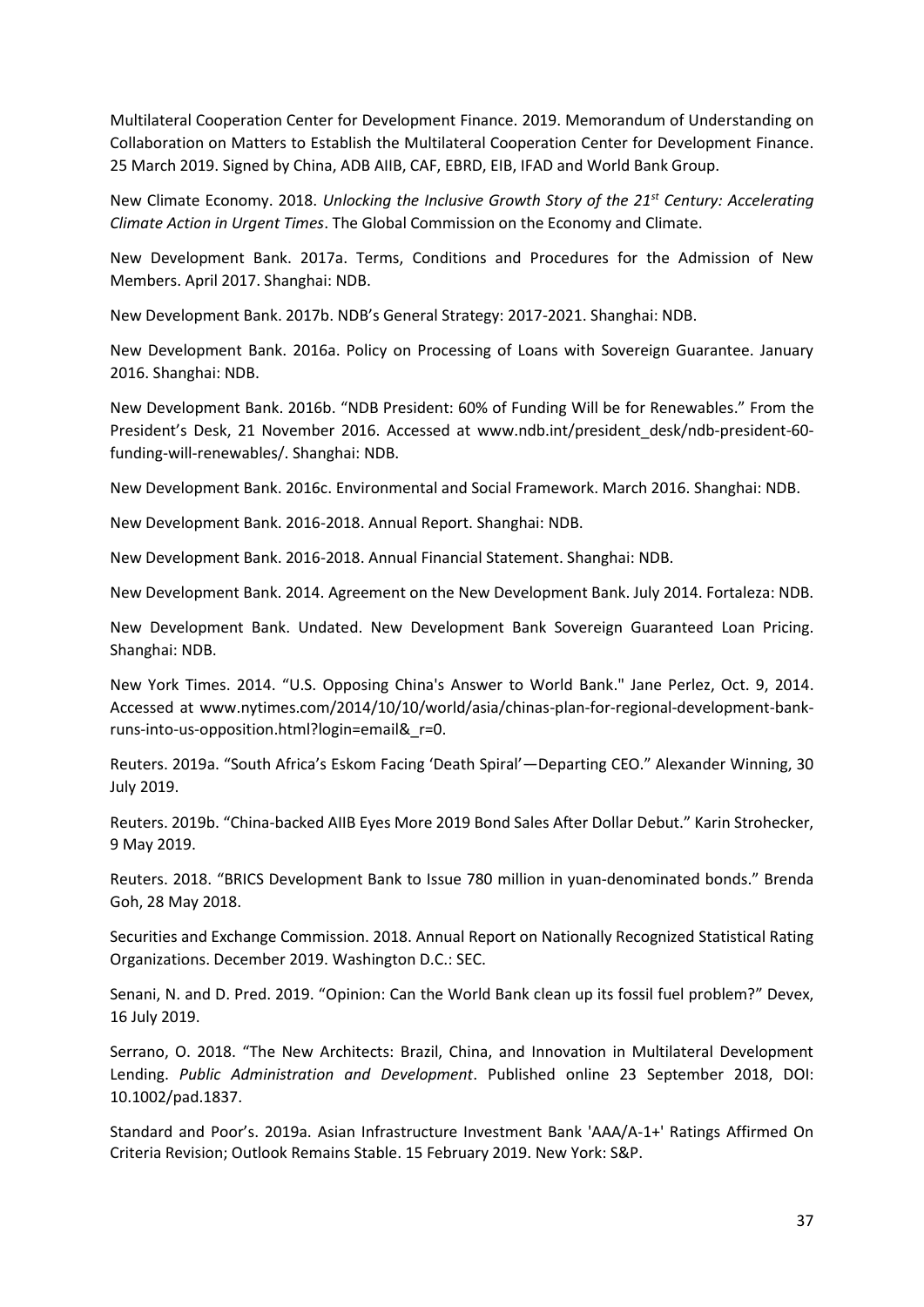Multilateral Cooperation Center for Development Finance. 2019. Memorandum of Understanding on Collaboration on Matters to Establish the Multilateral Cooperation Center for Development Finance. 25 March 2019. Signed by China, ADB AIIB, CAF, EBRD, EIB, IFAD and World Bank Group.

New Climate Economy. 2018. *Unlocking the Inclusive Growth Story of the 21st Century: Accelerating Climate Action in Urgent Times*. The Global Commission on the Economy and Climate.

New Development Bank. 2017a. Terms, Conditions and Procedures for the Admission of New Members. April 2017. Shanghai: NDB.

New Development Bank. 2017b. NDB's General Strategy: 2017-2021. Shanghai: NDB.

New Development Bank. 2016a. Policy on Processing of Loans with Sovereign Guarantee. January 2016. Shanghai: NDB.

New Development Bank. 2016b. "NDB President: 60% of Funding Will be for Renewables." From the President's Desk, 21 November 2016. Accessed at www.ndb.int/president_desk/ndb-president-60-funding-will-renewables/. Shanghai: NDB.

New Development Bank. 2016c. Environmental and Social Framework. March 2016. Shanghai: NDB.

New Development Bank. 2016-2018. Annual Report. Shanghai: NDB.

New Development Bank. 2016-2018. Annual Financial Statement. Shanghai: NDB.

New Development Bank. 2014. Agreement on the New Development Bank. July 2014. Fortaleza: NDB.

New Development Bank. Undated. New Development Bank Sovereign Guaranteed Loan Pricing. Shanghai: NDB.

New York Times. 2014. "U.S. Opposing China's Answer to World Bank." Jane Perlez, Oct. 9, 2014. Accessed at www.nytimes.com/2014/10/10/world/asia/chinas-plan-for-regional-development-bank-runs-into-us-opposition.html?login=email&_r=0.

Reuters. 2019a. "South Africa's Eskom Facing 'Death Spiral'—Departing CEO." Alexander Winning, 30 July 2019.

Reuters. 2019b. "China-backed AIIB Eyes More 2019 Bond Sales After Dollar Debut." Karin Strohecker, 9 May 2019.

Reuters. 2018. "BRICS Development Bank to Issue 780 million in yuan-denominated bonds." Brenda Goh, 28 May 2018.

Securities and Exchange Commission. 2018. Annual Report on Nationally Recognized Statistical Rating Organizations. December 2019. Washington D.C.: SEC.

Senani, N. and D. Pred. 2019. "Opinion: Can the World Bank clean up its fossil fuel problem?" Devex, 16 July 2019.

Serrano, O. 2018. "The New Architects: Brazil, China, and Innovation in Multilateral Development Lending. *Public Administration and Development*. Published online 23 September 2018, DOI: 10.1002/pad.1837.

Standard and Poor's. 2019a. Asian Infrastructure Investment Bank 'AAA/A-1+' Ratings Affirmed On Criteria Revision; Outlook Remains Stable. 15 February 2019. New York: S&P.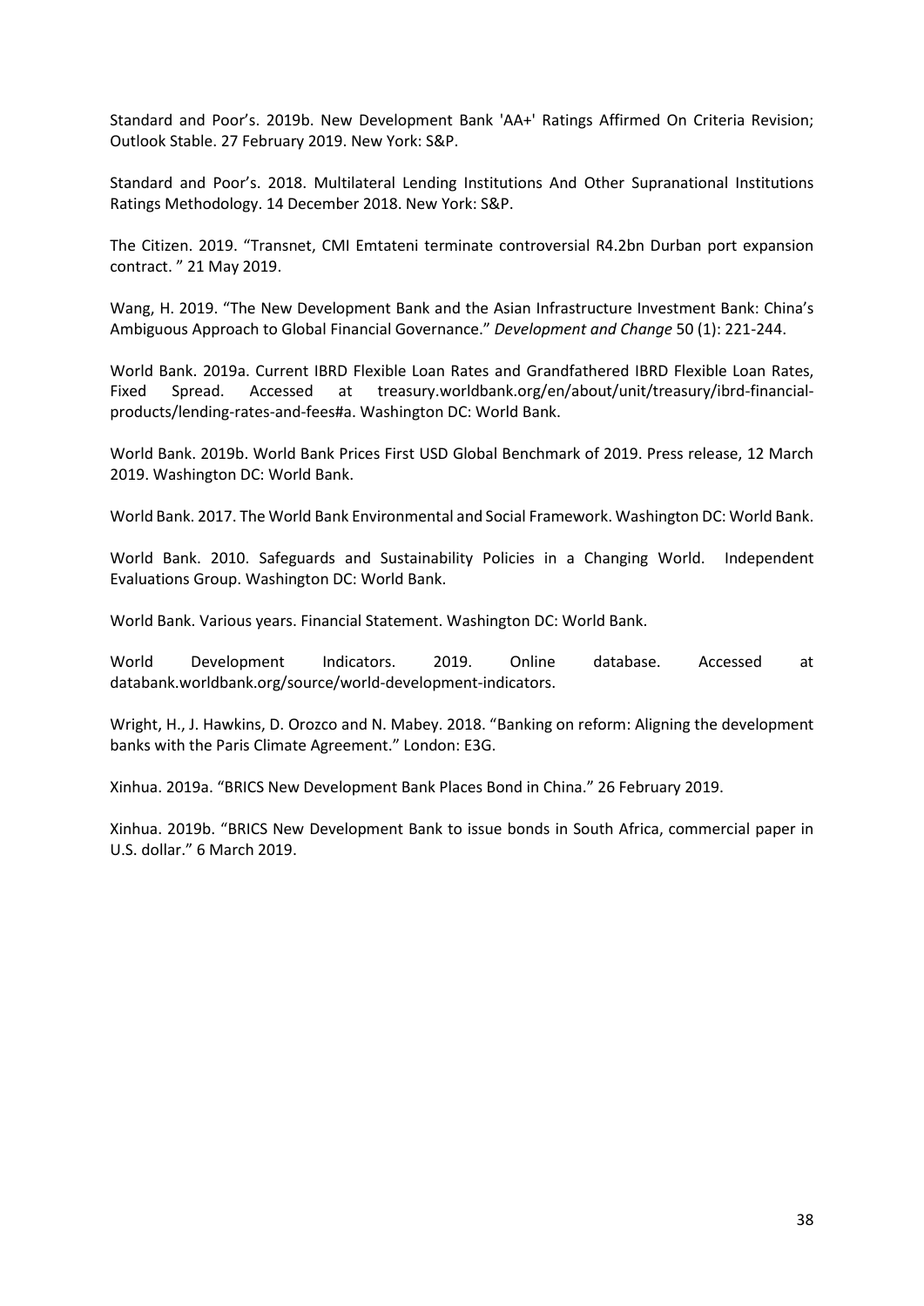Standard and Poor's. 2019b. New Development Bank 'AA+' Ratings Affirmed On Criteria Revision; Outlook Stable. 27 February 2019. New York: S&P.

Standard and Poor's. 2018. Multilateral Lending Institutions And Other Supranational Institutions Ratings Methodology. 14 December 2018. New York: S&P.

The Citizen. 2019. "Transnet, CMI Emtateni terminate controversial R4.2bn Durban port expansion contract. " 21 May 2019.

Wang, H. 2019. "The New Development Bank and the Asian Infrastructure Investment Bank: China's Ambiguous Approach to Global Financial Governance." *Development and Change* 50 (1): 221-244.

World Bank. 2019a. Current IBRD Flexible Loan Rates and Grandfathered IBRD Flexible Loan Rates, Fixed Spread. Accessed at treasury.worldbank.org/en/about/unit/treasury/ibrd-financial-products/lending-rates-and-fees#a. Washington DC: World Bank.

World Bank. 2019b. World Bank Prices First USD Global Benchmark of 2019. Press release, 12 March 2019. Washington DC: World Bank.

World Bank. 2017. The World Bank Environmental and Social Framework. Washington DC: World Bank.

World Bank. 2010. Safeguards and Sustainability Policies in a Changing World. Independent Evaluations Group. Washington DC: World Bank.

World Bank. Various years. Financial Statement. Washington DC: World Bank.

World Development Indicators. 2019. Online database. Accessed at databank.worldbank.org/source/world-development-indicators.

Wright, H., J. Hawkins, D. Orozco and N. Mabey. 2018. "Banking on reform: Aligning the development banks with the Paris Climate Agreement." London: E3G.

Xinhua. 2019a. "BRICS New Development Bank Places Bond in China." 26 February 2019.

Xinhua. 2019b. "BRICS New Development Bank to issue bonds in South Africa, commercial paper in U.S. dollar." 6 March 2019.